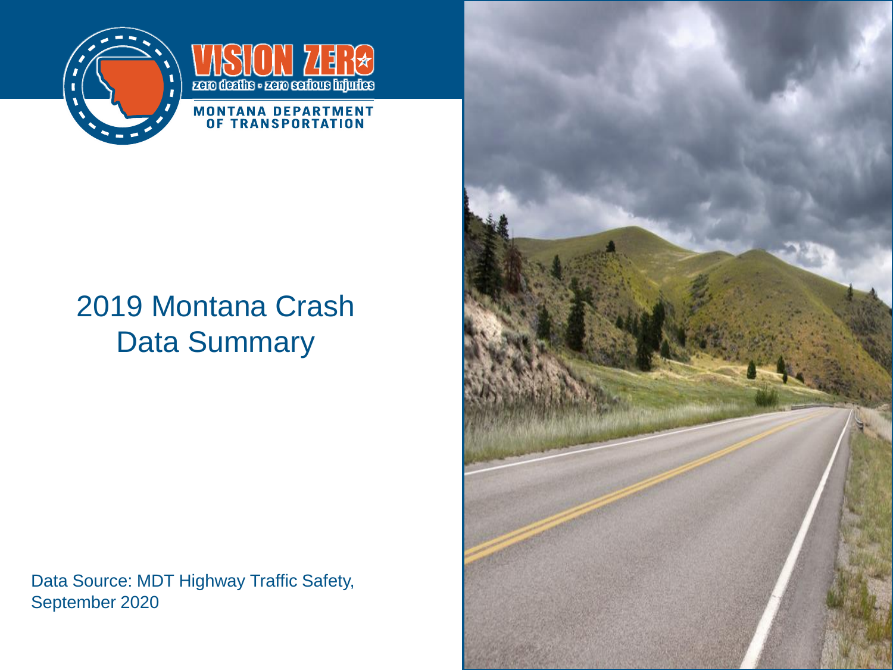VISION ZERO

zero deaths · zero serious injuries

MONTANA DEPARTMENT OF TRANSPORTATION

# 2019 Montana Crash Data Summary

Data Source: MDT Highway Traffic Safety, September 2020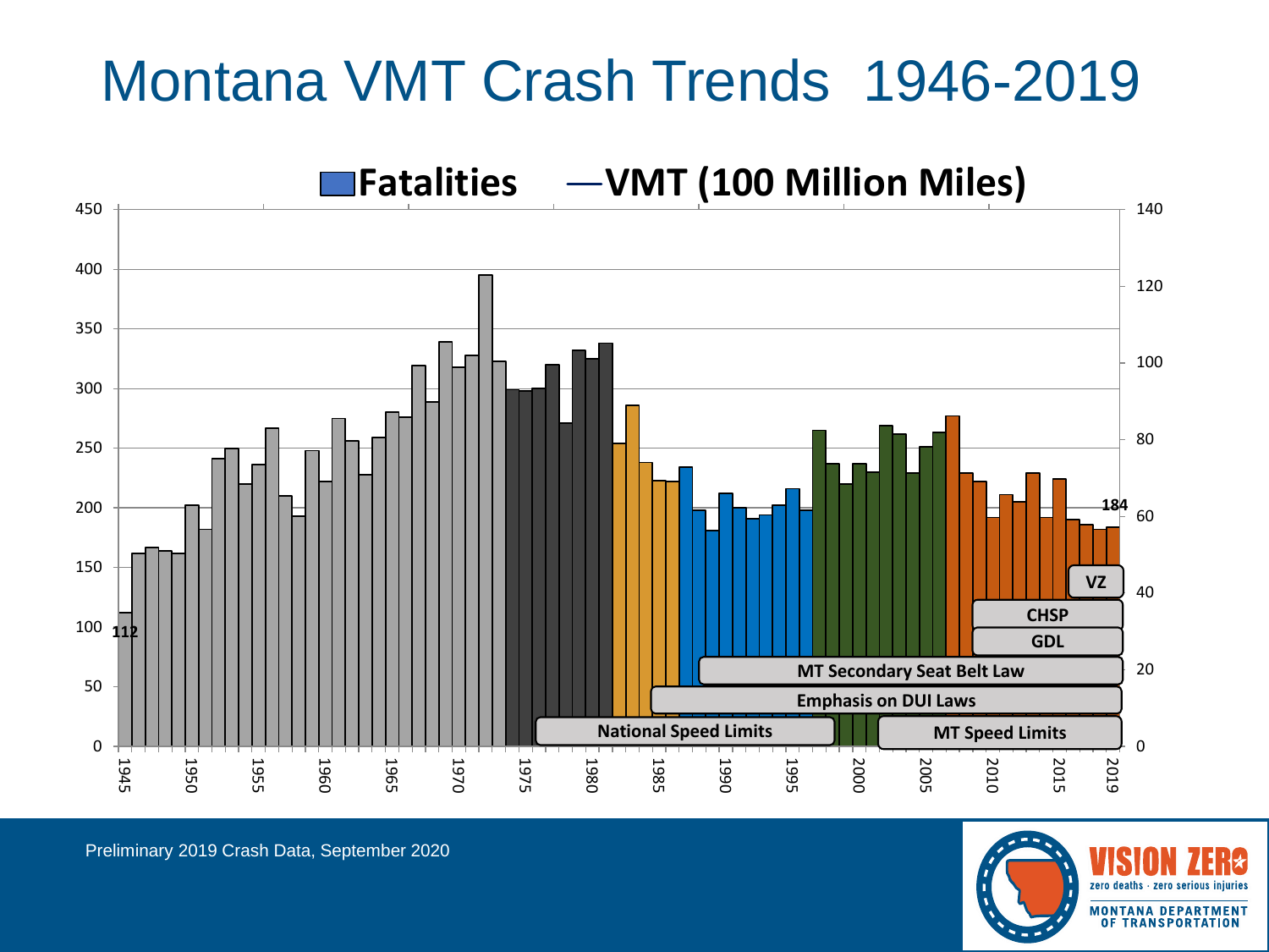# Montana VMT Crash Trends 1946-2019

**Fatalities** — **VMT (100 Million Miles)**

Left axis: 0, 50, 100, 150, 200, 250, 300, 350, 400, 450

Right axis: 0, 20, 40, 60, 80, 100, 120, 140

X axis: 1945, 1950, 1955, 1960, 1965, 1970, 1975, 1980, 1985, 1990, 1995, 2000, 2005, 2010, 2015, 2019

112

184

- VZ
- CHSP
- GDL
- MT Secondary Seat Belt Law
- Emphasis on DUI Laws
- National Speed Limits
- MT Speed Limits

Preliminary 2019 Crash Data, September 2020

VISION ZERO
zero deaths · zero serious injuries
MONTANA DEPARTMENT OF TRANSPORTATION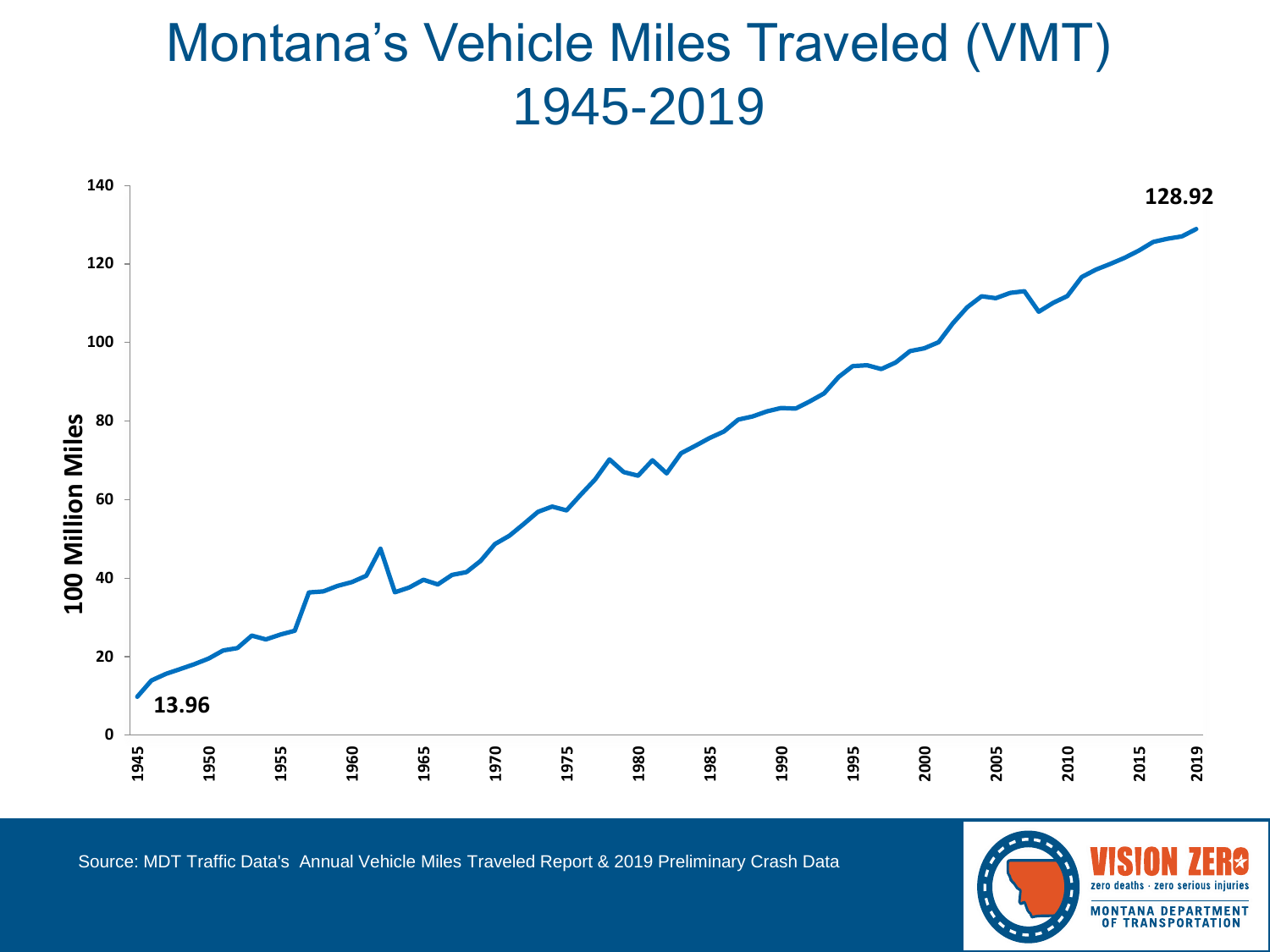# Montana's Vehicle Miles Traveled (VMT) 1945-2019

100 Million Miles

13.96

128.92

Source: MDT Traffic Data's Annual Vehicle Miles Traveled Report & 2019 Preliminary Crash Data

VISION ZERO
zero deaths · zero serious injuries
MONTANA DEPARTMENT OF TRANSPORTATION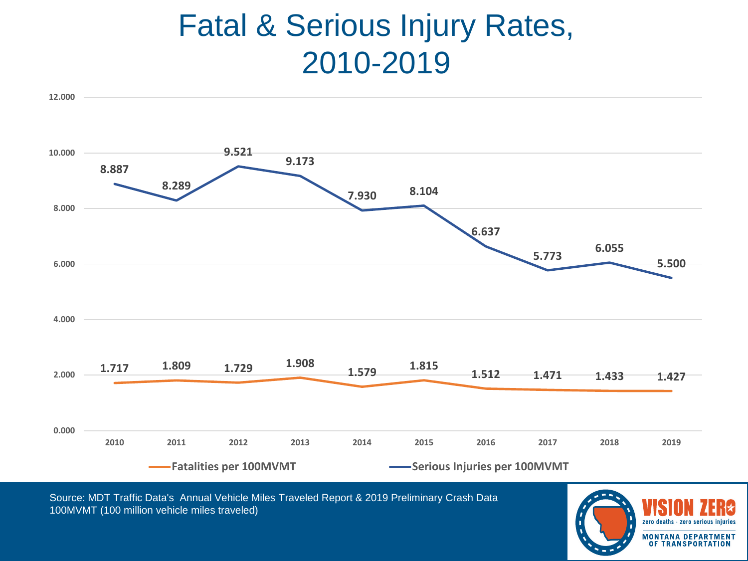# Fatal & Serious Injury Rates, 2010-2019

| Year | Fatalities per 100MVMT | Serious Injuries per 100MVMT |
|---|---|---|
| 2010 | 1.717 | 8.887 |
| 2011 | 1.809 | 8.289 |
| 2012 | 1.729 | 9.521 |
| 2013 | 1.908 | 9.173 |
| 2014 | 1.579 | 7.930 |
| 2015 | 1.815 | 8.104 |
| 2016 | 1.512 | 6.637 |
| 2017 | 1.471 | 5.773 |
| 2018 | 1.433 | 6.055 |
| 2019 | 1.427 | 5.500 |

Source: MDT Traffic Data's Annual Vehicle Miles Traveled Report & 2019 Preliminary Crash Data
100MVMT (100 million vehicle miles traveled)

VISION ZERO
zero deaths · zero serious injuries
MONTANA DEPARTMENT OF TRANSPORTATION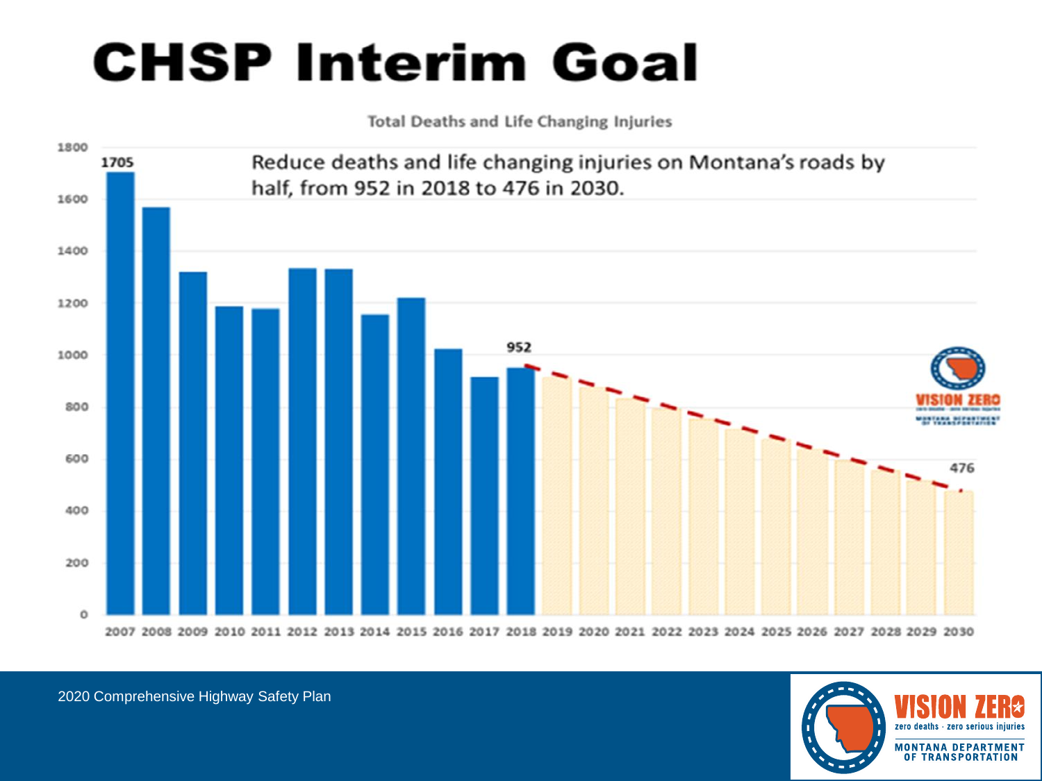# CHSP Interim Goal

Total Deaths and Life Changing Injuries

Reduce deaths and life changing injuries on Montana's roads by half, from 952 in 2018 to 476 in 2030.

2020 Comprehensive Highway Safety Plan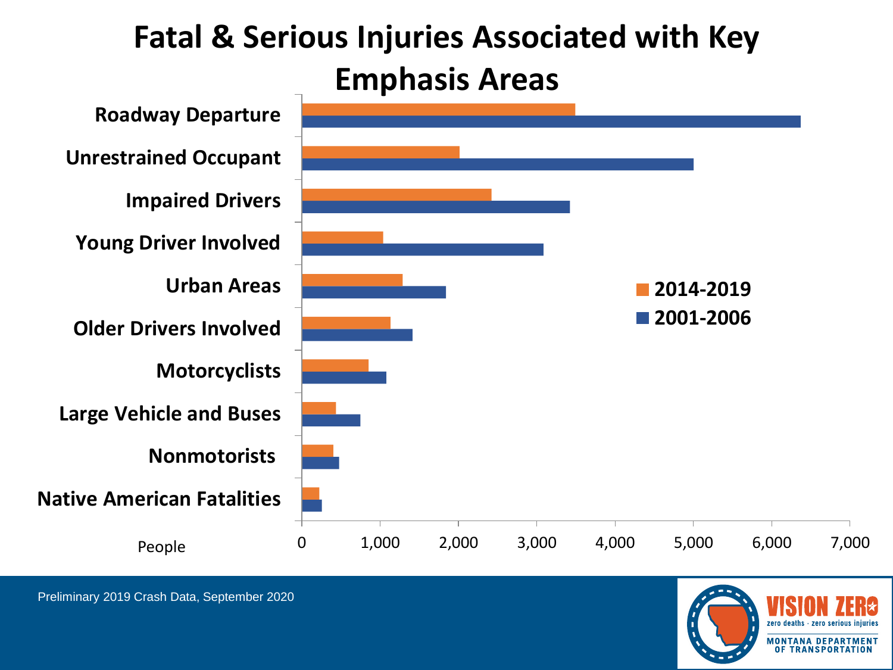# Fatal & Serious Injuries Associated with Key Emphasis Areas

Categories (People, 0–7,000), comparing 2014-2019 and 2001-2006:

- Roadway Departure
- Unrestrained Occupant
- Impaired Drivers
- Young Driver Involved
- Urban Areas
- Older Drivers Involved
- Motorcyclists
- Large Vehicle and Buses
- Nonmotorists
- Native American Fatalities

Legend: 2014-2019, 2001-2006

Preliminary 2019 Crash Data, September 2020

VISION ZERO
zero deaths · zero serious injuries
MONTANA DEPARTMENT OF TRANSPORTATION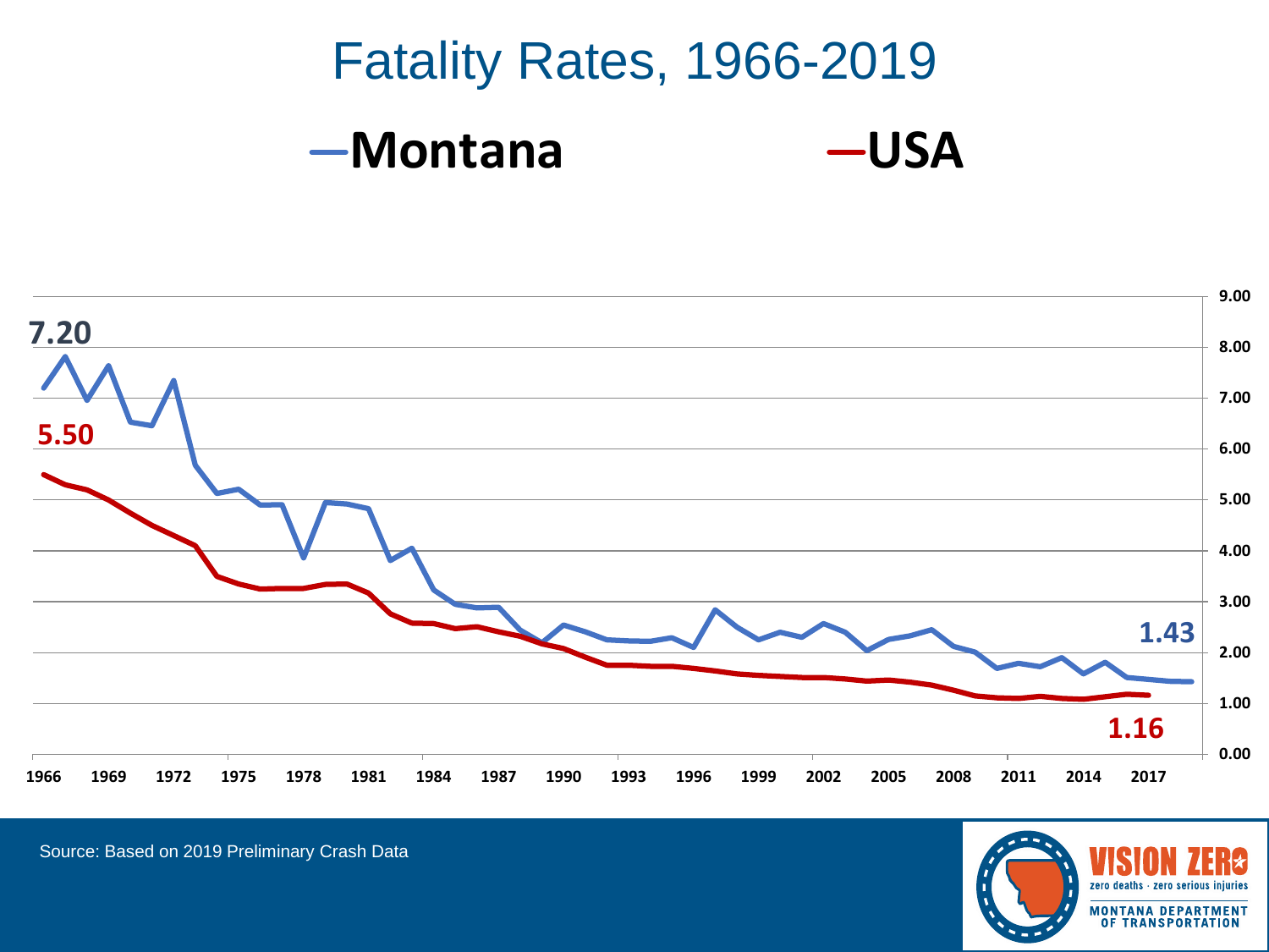# Fatality Rates, 1966-2019

**—Montana** **—USA**

**7.20**

**5.50**

**1.43**

**1.16**

9.00
8.00
7.00
6.00
5.00
4.00
3.00
2.00
1.00
0.00

1966 1969 1972 1975 1978 1981 1984 1987 1990 1993 1996 1999 2002 2005 2008 2011 2014 2017

Source: Based on 2019 Preliminary Crash Data

VISION ZERO
zero deaths · zero serious injuries
MONTANA DEPARTMENT OF TRANSPORTATION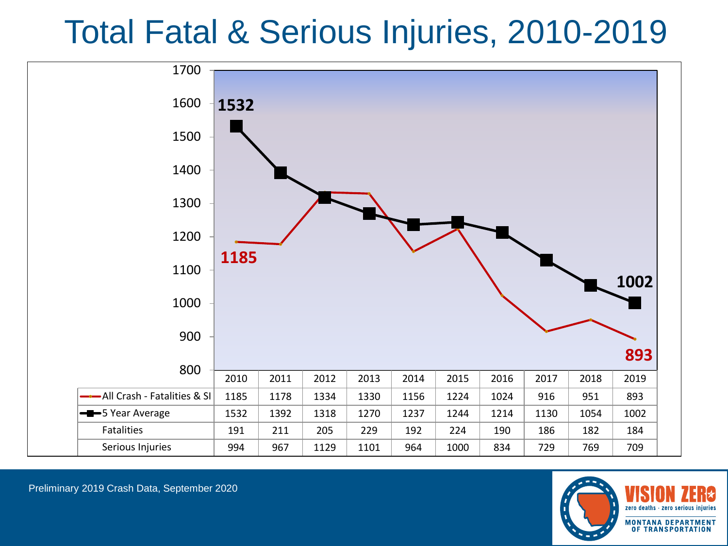# Total Fatal & Serious Injuries, 2010-2019

| | 2010 | 2011 | 2012 | 2013 | 2014 | 2015 | 2016 | 2017 | 2018 | 2019 |
|---|---|---|---|---|---|---|---|---|---|---|
| All Crash - Fatalities & SI | 1185 | 1178 | 1334 | 1330 | 1156 | 1224 | 1024 | 916 | 951 | 893 |
| 5 Year Average | 1532 | 1392 | 1318 | 1270 | 1237 | 1244 | 1214 | 1130 | 1054 | 1002 |
| Fatalities | 191 | 211 | 205 | 229 | 192 | 224 | 190 | 186 | 182 | 184 |
| Serious Injuries | 994 | 967 | 1129 | 1101 | 964 | 1000 | 834 | 729 | 769 | 709 |

Preliminary 2019 Crash Data, September 2020

VISION ZERO
zero deaths · zero serious injuries
MONTANA DEPARTMENT OF TRANSPORTATION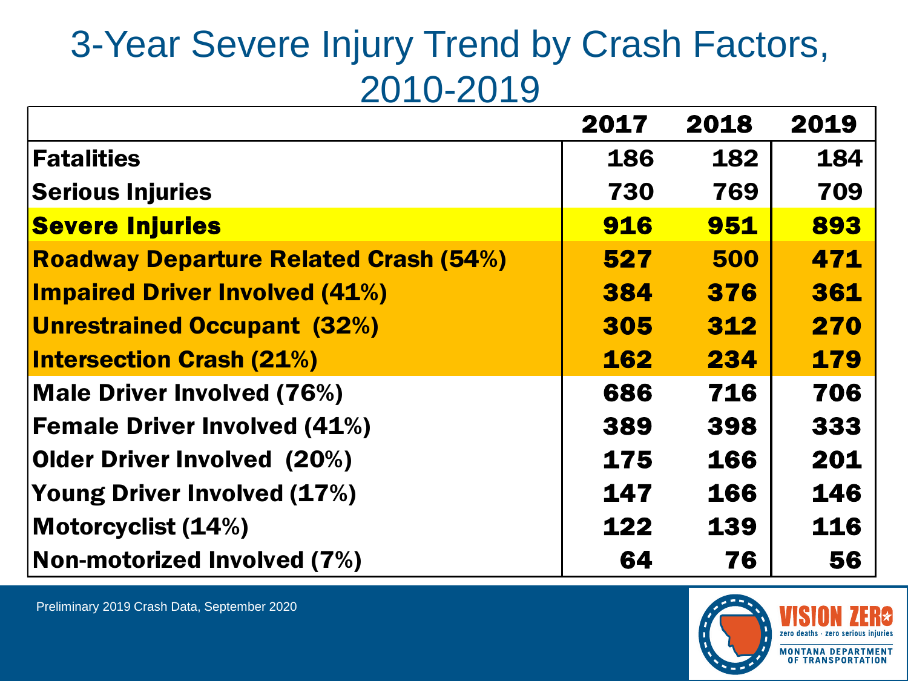# 3-Year Severe Injury Trend by Crash Factors, 2010-2019

| | 2017 | 2018 | 2019 |
|---|---|---|---|
| **Fatalities** | **186** | **182** | **184** |
| **Serious Injuries** | **730** | **769** | **709** |
| **Severe Injuries** | **916** | **951** | **893** |
| **Roadway Departure Related Crash (54%)** | **527** | **500** | **471** |
| **Impaired Driver Involved (41%)** | **384** | **376** | **361** |
| **Unrestrained Occupant (32%)** | **305** | **312** | **270** |
| **Intersection Crash (21%)** | **162** | **234** | **179** |
| **Male Driver Involved (76%)** | **686** | **716** | **706** |
| **Female Driver Involved (41%)** | **389** | **398** | **333** |
| **Older Driver Involved (20%)** | **175** | **166** | **201** |
| **Young Driver Involved (17%)** | **147** | **166** | **146** |
| **Motorcyclist (14%)** | **122** | **139** | **116** |
| **Non-motorized Involved (7%)** | **64** | **76** | **56** |

Preliminary 2019 Crash Data, September 2020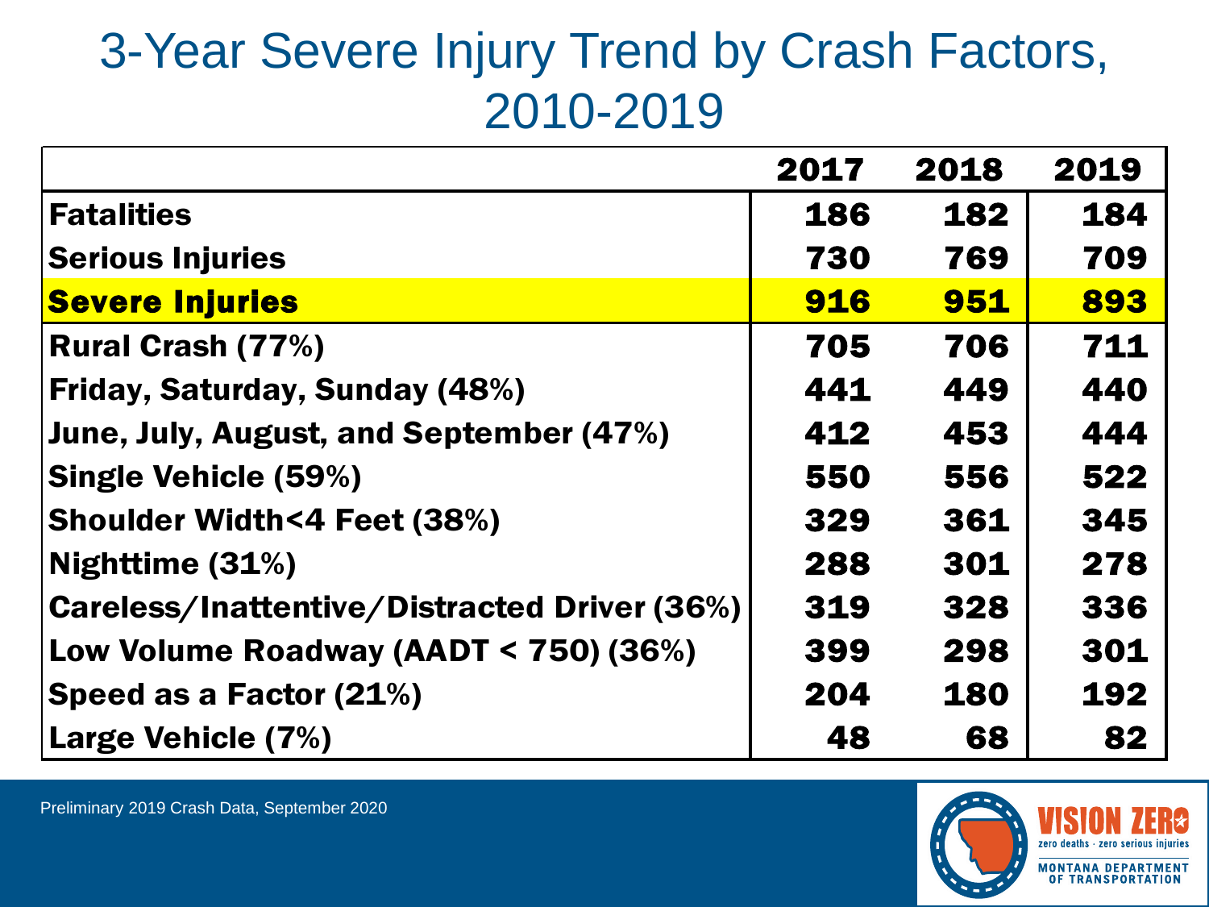# 3-Year Severe Injury Trend by Crash Factors, 2010-2019

| | 2017 | 2018 | 2019 |
|---|---|---|---|
| **Fatalities** | 186 | 182 | 184 |
| **Serious Injuries** | 730 | 769 | 709 |
| **Severe Injuries** | **916** | **951** | **893** |
| **Rural Crash (77%)** | 705 | 706 | 711 |
| **Friday, Saturday, Sunday (48%)** | 441 | 449 | 440 |
| **June, July, August, and September (47%)** | 412 | 453 | 444 |
| **Single Vehicle (59%)** | 550 | 556 | 522 |
| **Shoulder Width<4 Feet (38%)** | 329 | 361 | 345 |
| **Nighttime (31%)** | 288 | 301 | 278 |
| **Careless/Inattentive/Distracted Driver (36%)** | 319 | 328 | 336 |
| **Low Volume Roadway (AADT < 750) (36%)** | 399 | 298 | 301 |
| **Speed as a Factor (21%)** | 204 | 180 | 192 |
| **Large Vehicle (7%)** | 48 | 68 | 82 |

Preliminary 2019 Crash Data, September 2020

VISION ZERO
zero deaths · zero serious injuries
MONTANA DEPARTMENT OF TRANSPORTATION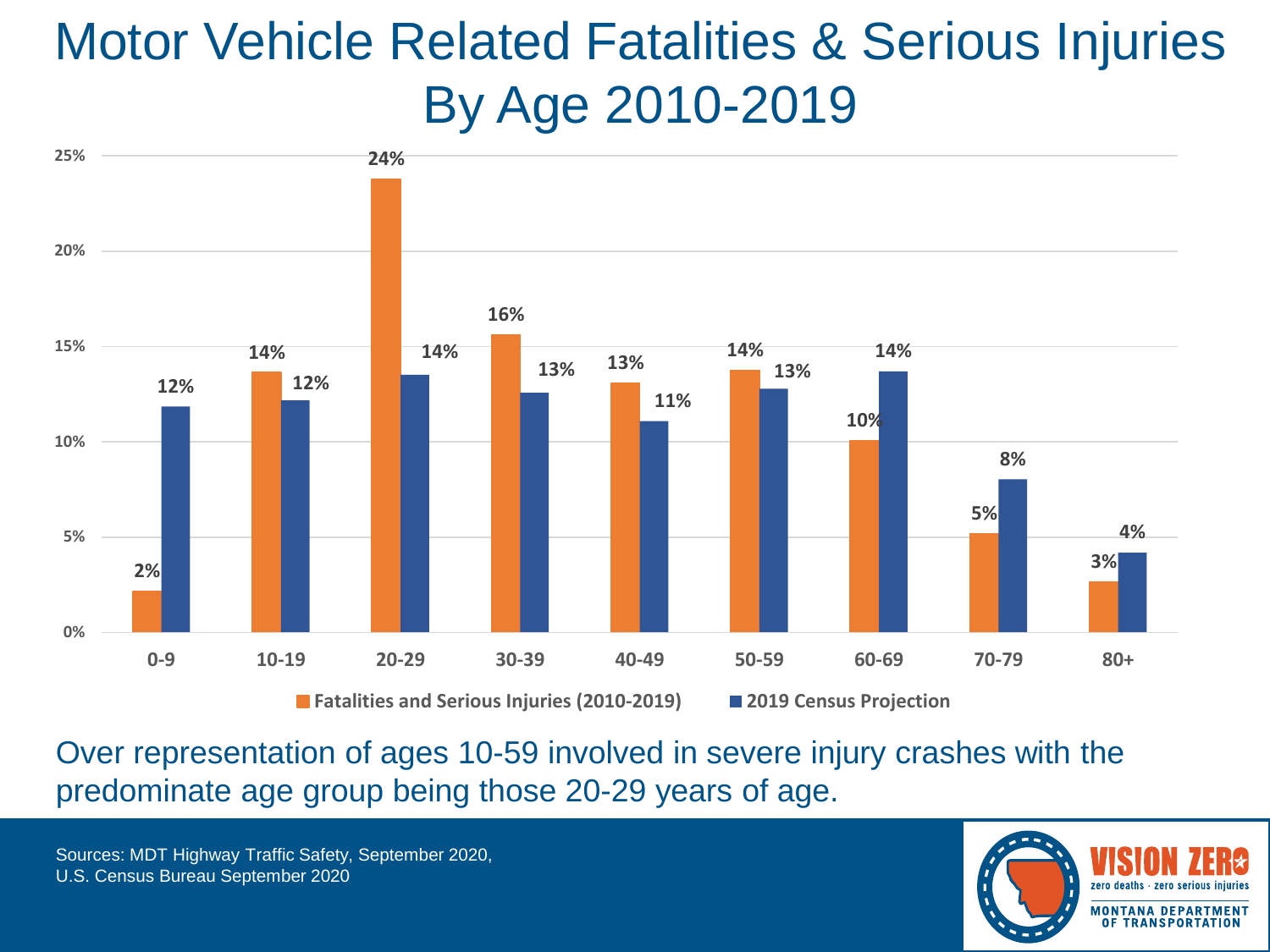# Motor Vehicle Related Fatalities & Serious Injuries By Age 2010-2019

| Age | Fatalities and Serious Injuries (2010-2019) | 2019 Census Projection |
|---|---|---|
| 0-9 | 2% | 12% |
| 10-19 | 14% | 12% |
| 20-29 | 24% | 14% |
| 30-39 | 16% | 13% |
| 40-49 | 13% | 11% |
| 50-59 | 14% | 13% |
| 60-69 | 10% | 14% |
| 70-79 | 5% | 8% |
| 80+ | 3% | 4% |

Over representation of ages 10-59 involved in severe injury crashes with the predominate age group being those 20-29 years of age.

Sources: MDT Highway Traffic Safety, September 2020,
U.S. Census Bureau September 2020

VISION ZERO
zero deaths · zero serious injuries
MONTANA DEPARTMENT OF TRANSPORTATION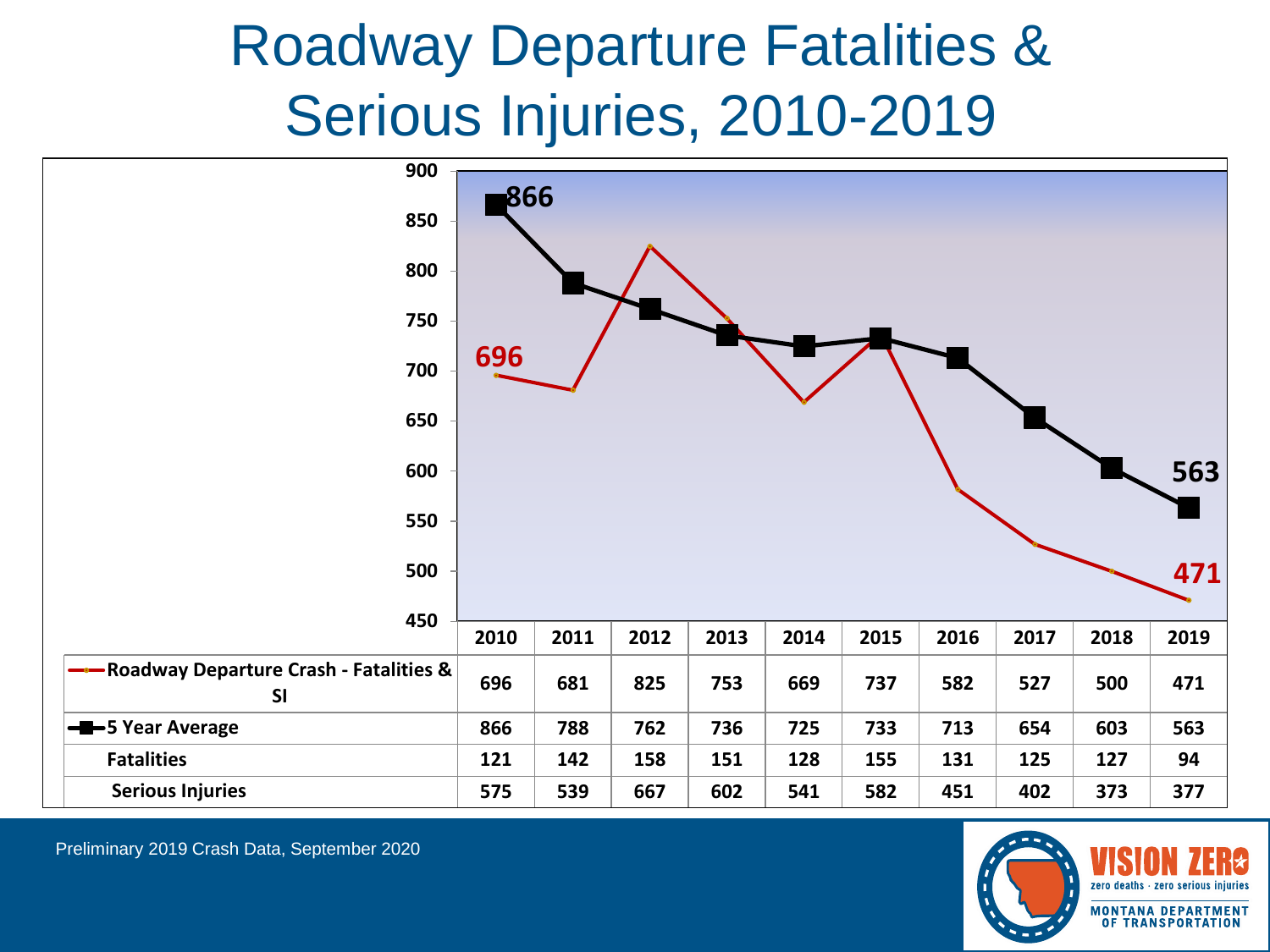# Roadway Departure Fatalities & Serious Injuries, 2010-2019

| | 2010 | 2011 | 2012 | 2013 | 2014 | 2015 | 2016 | 2017 | 2018 | 2019 |
|---|---|---|---|---|---|---|---|---|---|---|
| Roadway Departure Crash - Fatalities & SI | 696 | 681 | 825 | 753 | 669 | 737 | 582 | 527 | 500 | 471 |
| 5 Year Average | 866 | 788 | 762 | 736 | 725 | 733 | 713 | 654 | 603 | 563 |
| Fatalities | 121 | 142 | 158 | 151 | 128 | 155 | 131 | 125 | 127 | 94 |
| Serious Injuries | 575 | 539 | 667 | 602 | 541 | 582 | 451 | 402 | 373 | 377 |

Preliminary 2019 Crash Data, September 2020

VISION ZERO
zero deaths · zero serious injuries
MONTANA DEPARTMENT OF TRANSPORTATION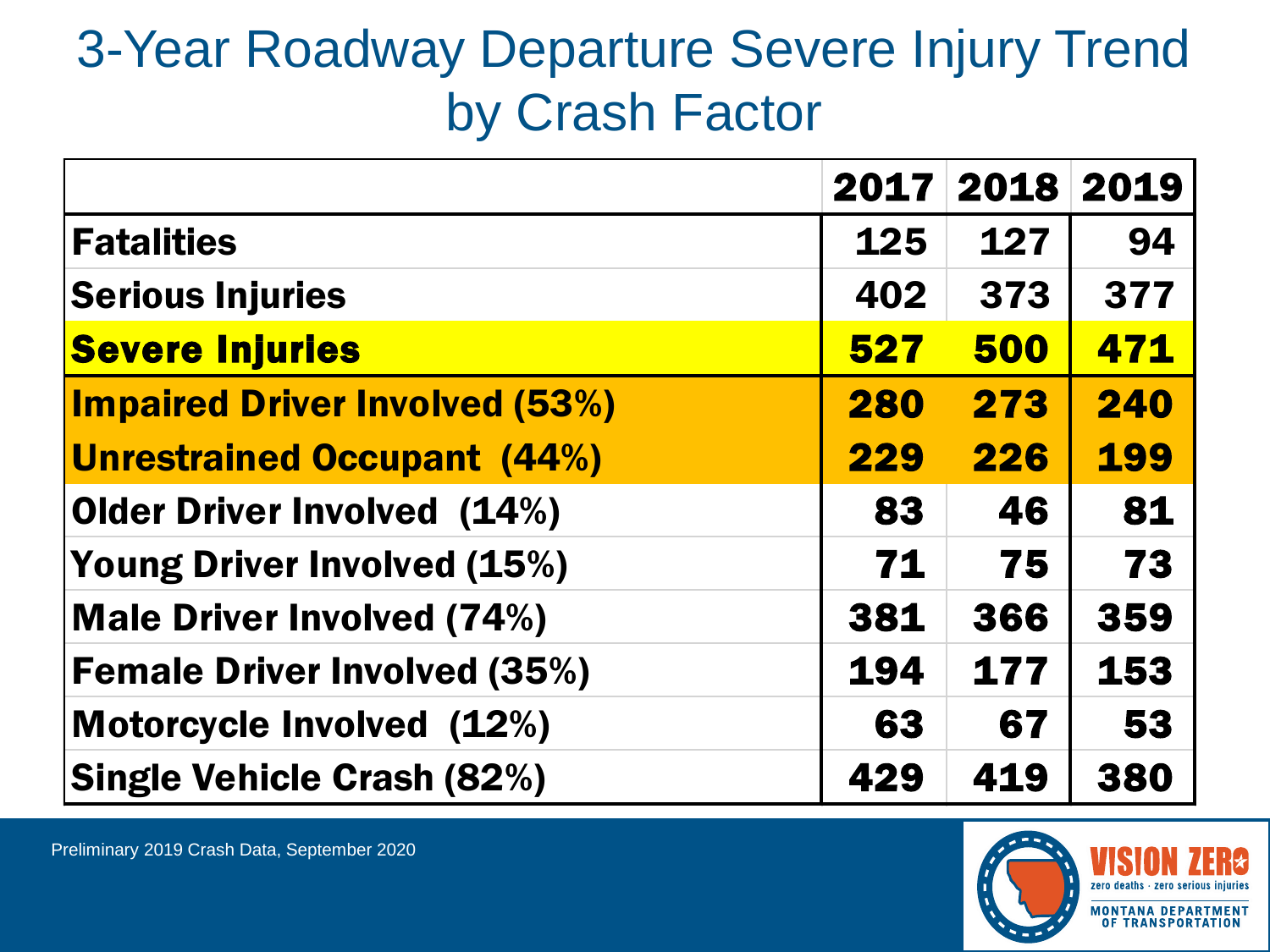# 3-Year Roadway Departure Severe Injury Trend by Crash Factor

| | 2017 | 2018 | 2019 |
|---|---|---|---|
| **Fatalities** | 125 | 127 | 94 |
| **Serious Injuries** | 402 | 373 | 377 |
| **Severe Injuries** | 527 | 500 | 471 |
| **Impaired Driver Involved (53%)** | 280 | 273 | 240 |
| **Unrestrained Occupant (44%)** | 229 | 226 | 199 |
| **Older Driver Involved (14%)** | 83 | 46 | 81 |
| **Young Driver Involved (15%)** | 71 | 75 | 73 |
| **Male Driver Involved (74%)** | 381 | 366 | 359 |
| **Female Driver Involved (35%)** | 194 | 177 | 153 |
| **Motorcycle Involved (12%)** | 63 | 67 | 53 |
| **Single Vehicle Crash (82%)** | 429 | 419 | 380 |

Preliminary 2019 Crash Data, September 2020

VISION ZERO
zero deaths · zero serious injuries
MONTANA DEPARTMENT OF TRANSPORTATION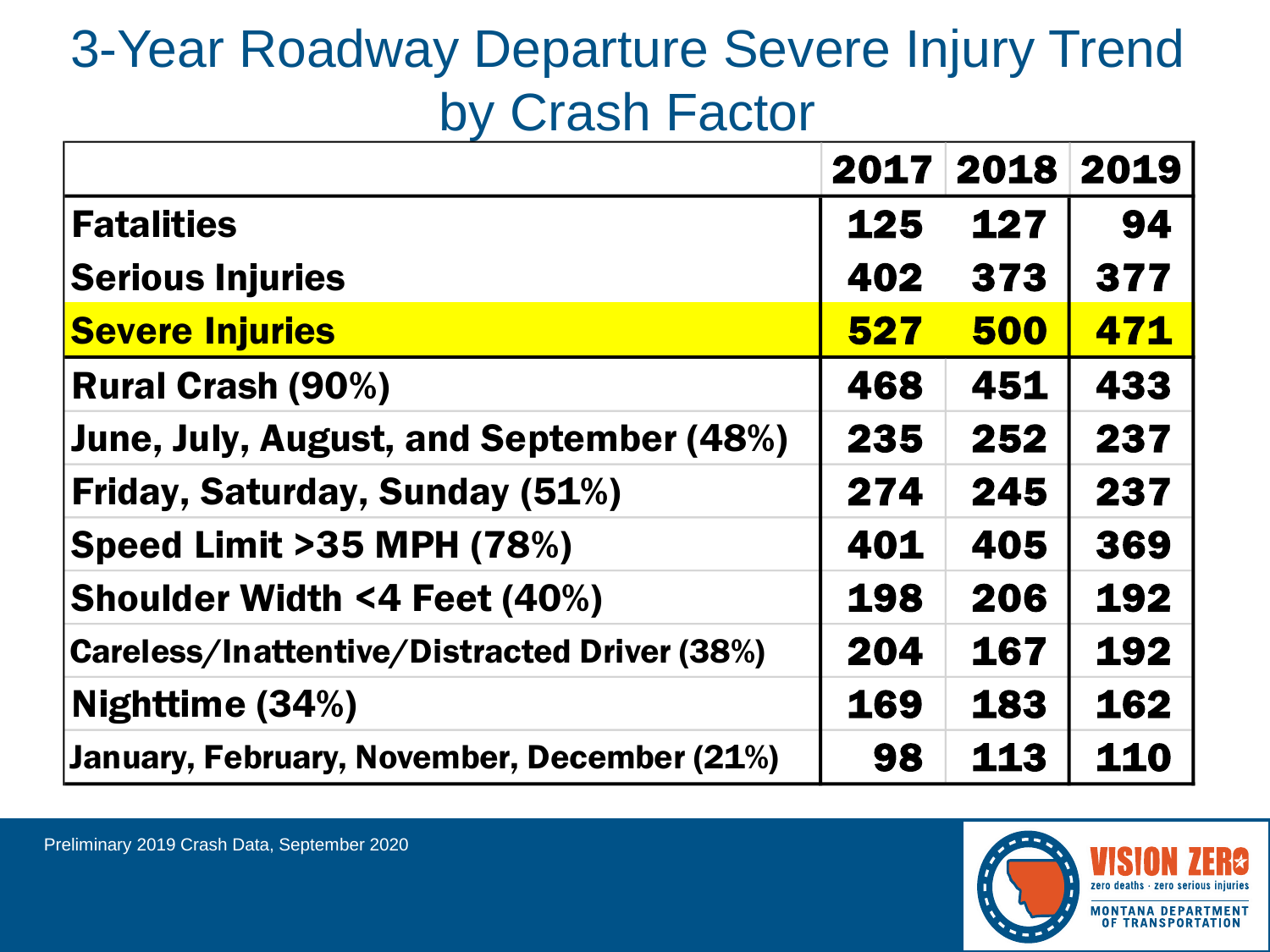# 3-Year Roadway Departure Severe Injury Trend by Crash Factor

| | 2017 | 2018 | 2019 |
|---|---|---|---|
| **Fatalities** | 125 | 127 | 94 |
| **Serious Injuries** | 402 | 373 | 377 |
| **Severe Injuries** | 527 | 500 | 471 |
| **Rural Crash (90%)** | 468 | 451 | 433 |
| **June, July, August, and September (48%)** | 235 | 252 | 237 |
| **Friday, Saturday, Sunday (51%)** | 274 | 245 | 237 |
| **Speed Limit >35 MPH (78%)** | 401 | 405 | 369 |
| **Shoulder Width <4 Feet (40%)** | 198 | 206 | 192 |
| **Careless/Inattentive/Distracted Driver (38%)** | 204 | 167 | 192 |
| **Nighttime (34%)** | 169 | 183 | 162 |
| **January, February, November, December (21%)** | 98 | 113 | 110 |

Preliminary 2019 Crash Data, September 2020

VISION ZERO
zero deaths · zero serious injuries
MONTANA DEPARTMENT OF TRANSPORTATION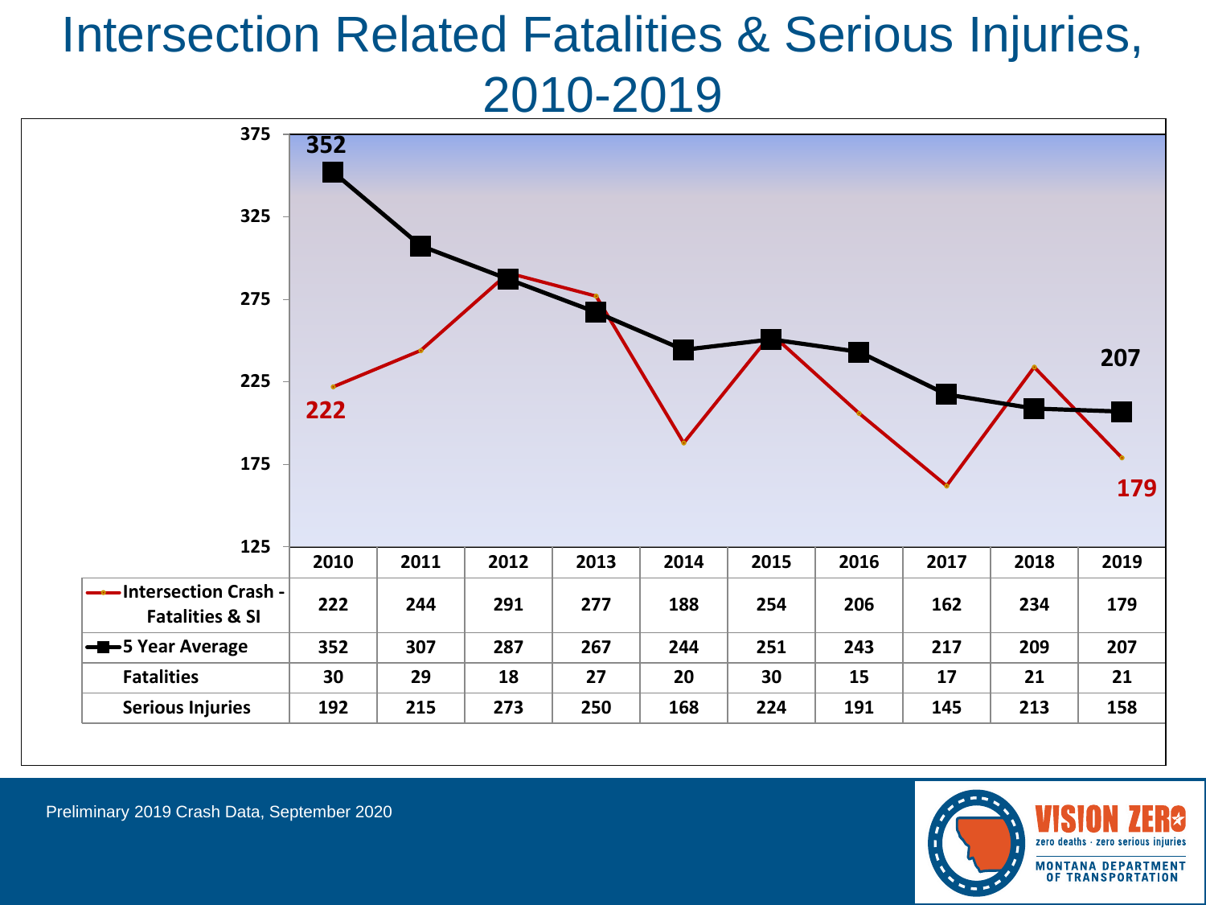# Intersection Related Fatalities & Serious Injuries, 2010-2019

| | 2010 | 2011 | 2012 | 2013 | 2014 | 2015 | 2016 | 2017 | 2018 | 2019 |
|---|---|---|---|---|---|---|---|---|---|---|
| Intersection Crash - Fatalities & SI | 222 | 244 | 291 | 277 | 188 | 254 | 206 | 162 | 234 | 179 |
| 5 Year Average | 352 | 307 | 287 | 267 | 244 | 251 | 243 | 217 | 209 | 207 |
| Fatalities | 30 | 29 | 18 | 27 | 20 | 30 | 15 | 17 | 21 | 21 |
| Serious Injuries | 192 | 215 | 273 | 250 | 168 | 224 | 191 | 145 | 213 | 158 |

Preliminary 2019 Crash Data, September 2020

VISION ZERO
zero deaths · zero serious injuries
MONTANA DEPARTMENT OF TRANSPORTATION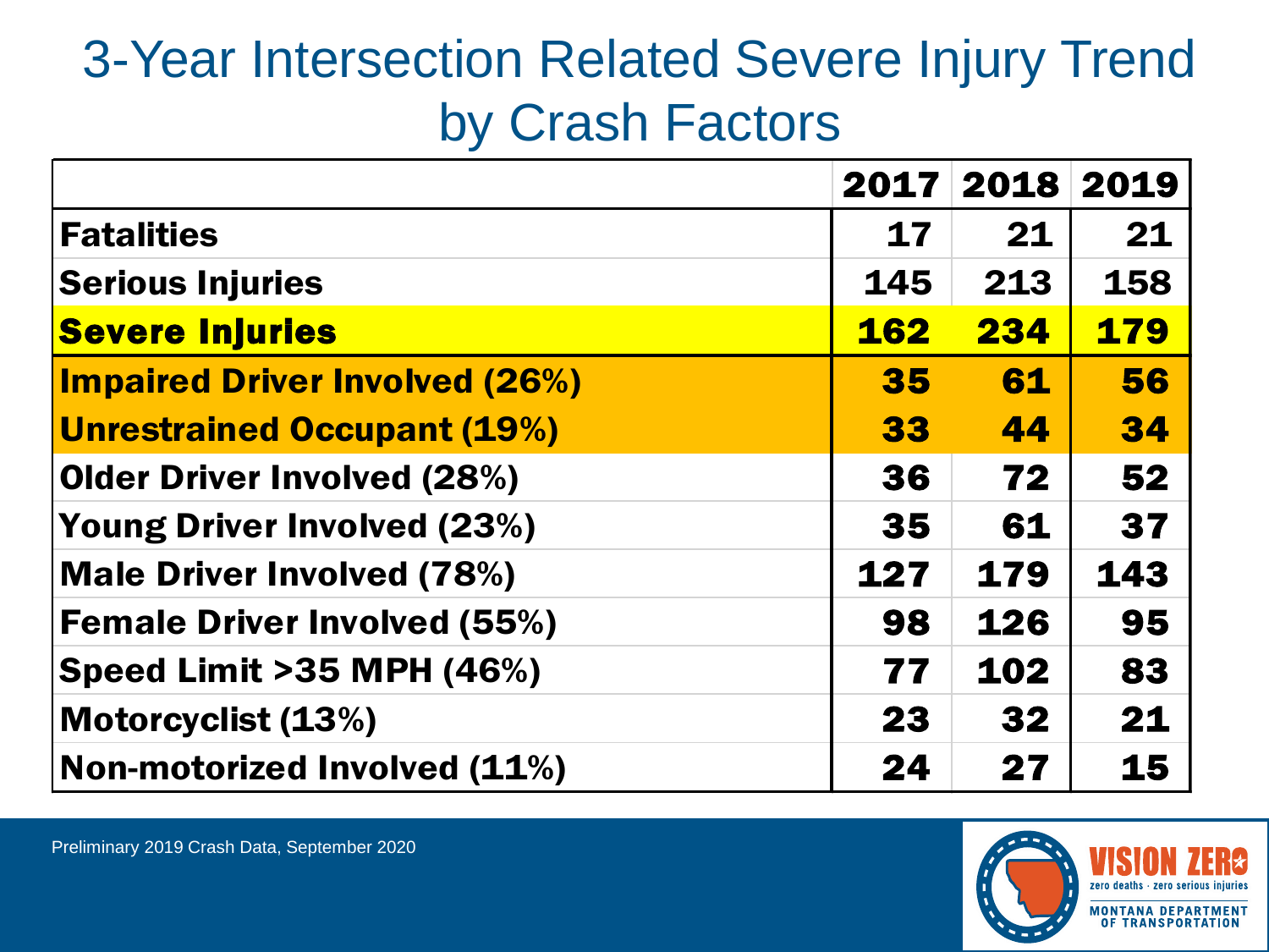# 3-Year Intersection Related Severe Injury Trend by Crash Factors

| | 2017 | 2018 | 2019 |
|---|---|---|---|
| **Fatalities** | 17 | 21 | 21 |
| **Serious Injuries** | 145 | 213 | 158 |
| **Severe Injuries** | 162 | 234 | 179 |
| **Impaired Driver Involved (26%)** | 35 | 61 | 56 |
| **Unrestrained Occupant (19%)** | 33 | 44 | 34 |
| **Older Driver Involved (28%)** | 36 | 72 | 52 |
| **Young Driver Involved (23%)** | 35 | 61 | 37 |
| **Male Driver Involved (78%)** | 127 | 179 | 143 |
| **Female Driver Involved (55%)** | 98 | 126 | 95 |
| **Speed Limit >35 MPH (46%)** | 77 | 102 | 83 |
| **Motorcyclist (13%)** | 23 | 32 | 21 |
| **Non-motorized Involved (11%)** | 24 | 27 | 15 |

Preliminary 2019 Crash Data, September 2020

VISION ZERO
zero deaths · zero serious injuries
MONTANA DEPARTMENT OF TRANSPORTATION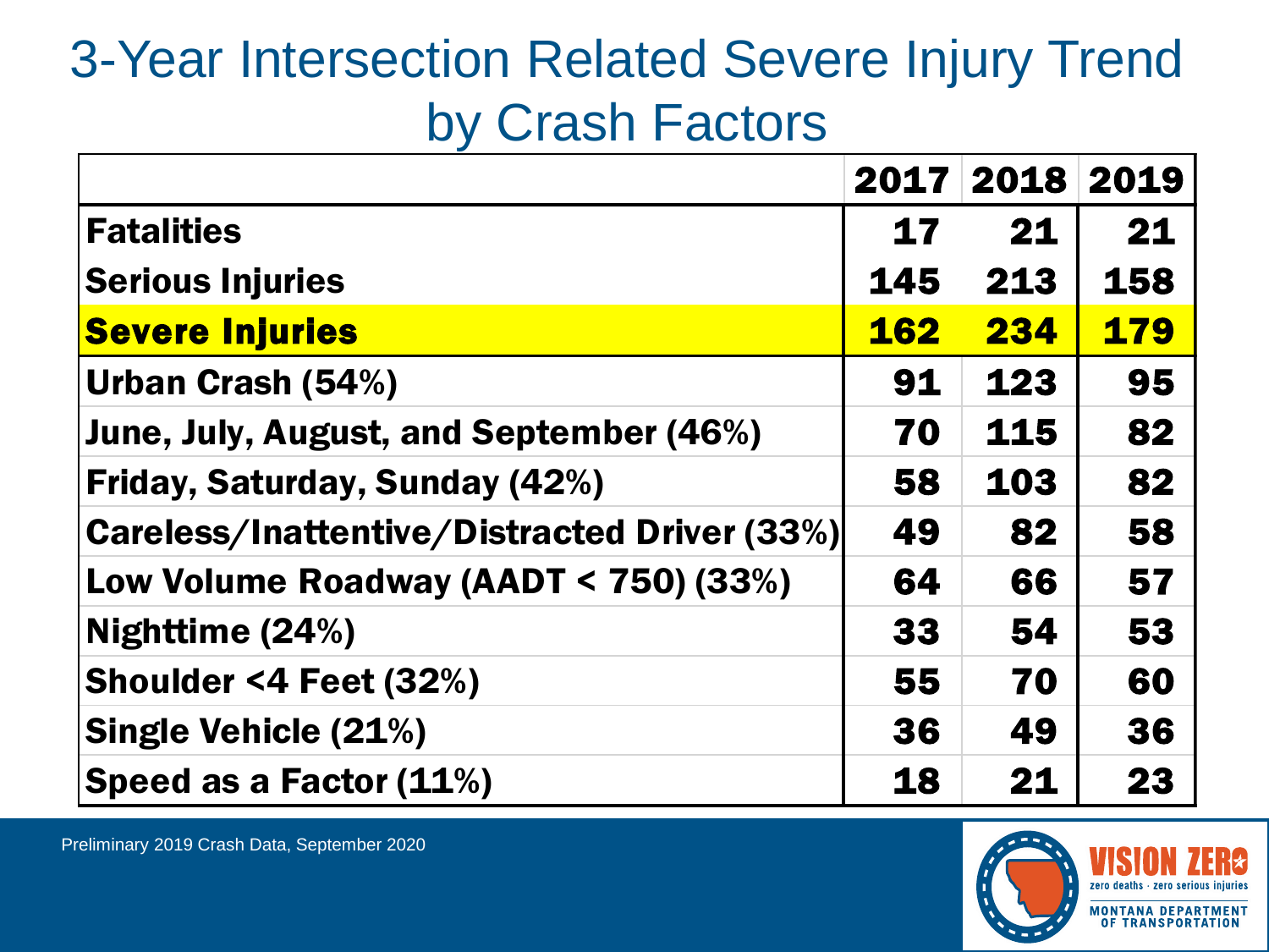# 3-Year Intersection Related Severe Injury Trend by Crash Factors

| | 2017 | 2018 | 2019 |
|---|---|---|---|
| **Fatalities** | 17 | 21 | 21 |
| **Serious Injuries** | 145 | 213 | 158 |
| **Severe Injuries** | **162** | **234** | **179** |
| **Urban Crash (54%)** | 91 | 123 | 95 |
| **June, July, August, and September (46%)** | 70 | 115 | 82 |
| **Friday, Saturday, Sunday (42%)** | 58 | 103 | 82 |
| **Careless/Inattentive/Distracted Driver (33%)** | 49 | 82 | 58 |
| **Low Volume Roadway (AADT < 750) (33%)** | 64 | 66 | 57 |
| **Nighttime (24%)** | 33 | 54 | 53 |
| **Shoulder <4 Feet (32%)** | 55 | 70 | 60 |
| **Single Vehicle (21%)** | 36 | 49 | 36 |
| **Speed as a Factor (11%)** | 18 | 21 | 23 |

Preliminary 2019 Crash Data, September 2020

VISION ZERO
zero deaths · zero serious injuries
MONTANA DEPARTMENT OF TRANSPORTATION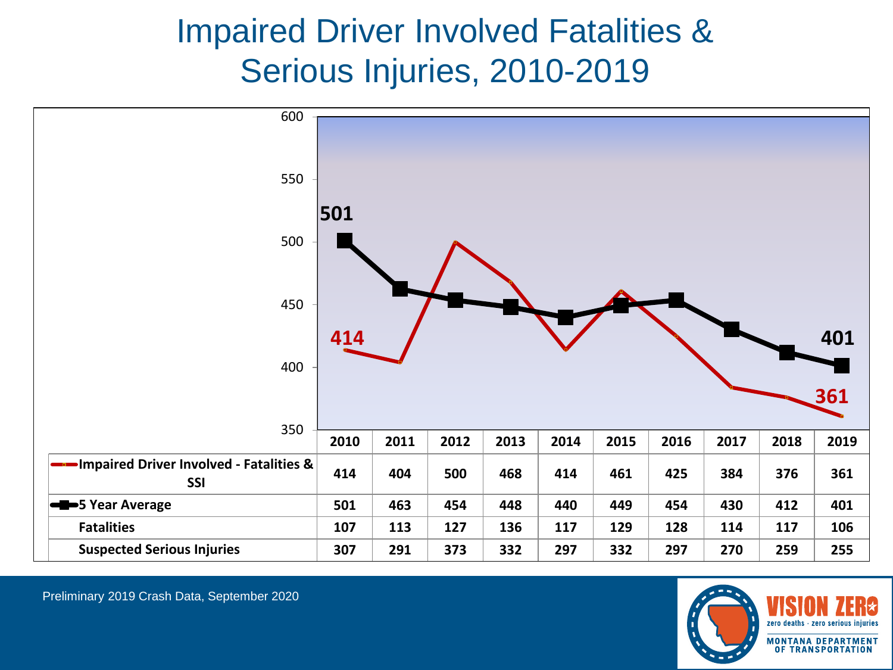# Impaired Driver Involved Fatalities & Serious Injuries, 2010-2019

| | 2010 | 2011 | 2012 | 2013 | 2014 | 2015 | 2016 | 2017 | 2018 | 2019 |
|---|---|---|---|---|---|---|---|---|---|---|
| **Impaired Driver Involved - Fatalities & SSI** | 414 | 404 | 500 | 468 | 414 | 461 | 425 | 384 | 376 | 361 |
| **5 Year Average** | 501 | 463 | 454 | 448 | 440 | 449 | 454 | 430 | 412 | 401 |
| **Fatalities** | 107 | 113 | 127 | 136 | 117 | 129 | 128 | 114 | 117 | 106 |
| **Suspected Serious Injuries** | 307 | 291 | 373 | 332 | 297 | 332 | 297 | 270 | 259 | 255 |

Preliminary 2019 Crash Data, September 2020

VISION ZERO
zero deaths · zero serious injuries
MONTANA DEPARTMENT OF TRANSPORTATION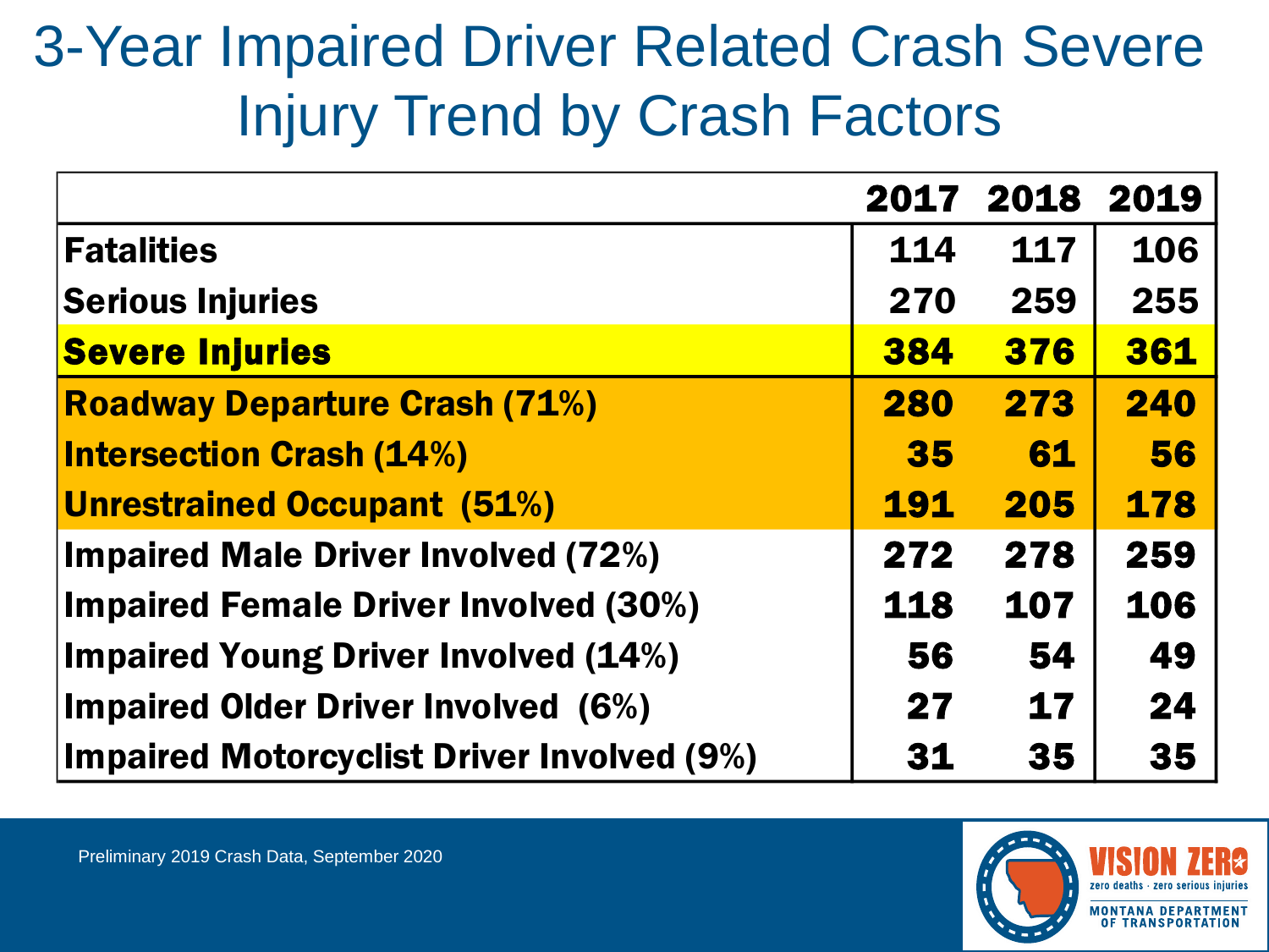# 3-Year Impaired Driver Related Crash Severe Injury Trend by Crash Factors

| | 2017 | 2018 | 2019 |
|---|---|---|---|
| **Fatalities** | 114 | 117 | 106 |
| **Serious Injuries** | 270 | 259 | 255 |
| **Severe Injuries** | 384 | 376 | 361 |
| **Roadway Departure Crash (71%)** | 280 | 273 | 240 |
| **Intersection Crash (14%)** | 35 | 61 | 56 |
| **Unrestrained Occupant (51%)** | 191 | 205 | 178 |
| **Impaired Male Driver Involved (72%)** | 272 | 278 | 259 |
| **Impaired Female Driver Involved (30%)** | 118 | 107 | 106 |
| **Impaired Young Driver Involved (14%)** | 56 | 54 | 49 |
| **Impaired Older Driver Involved (6%)** | 27 | 17 | 24 |
| **Impaired Motorcyclist Driver Involved (9%)** | 31 | 35 | 35 |

Preliminary 2019 Crash Data, September 2020

VISION ZERO
zero deaths · zero serious injuries
MONTANA DEPARTMENT OF TRANSPORTATION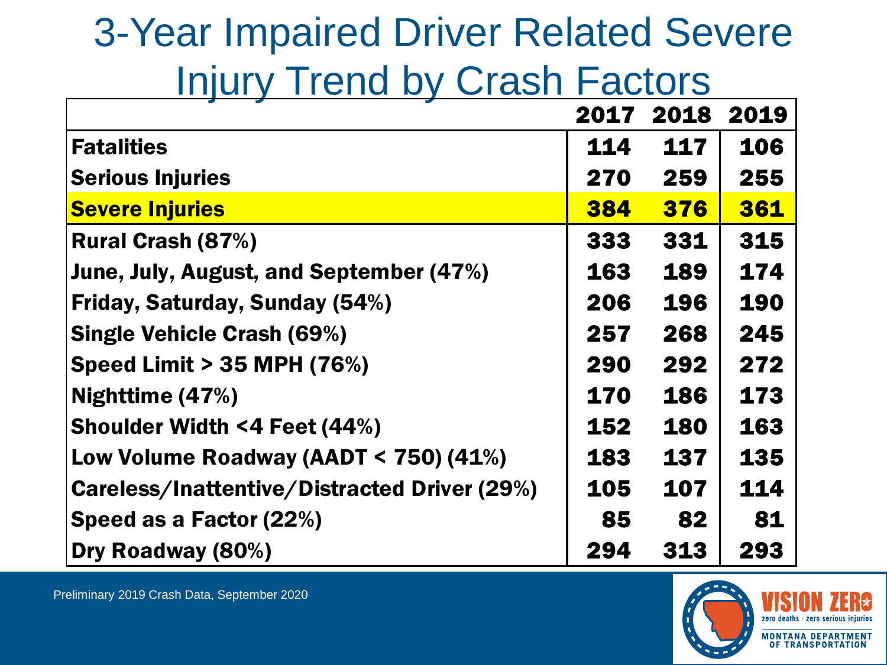# 3-Year Impaired Driver Related Severe Injury Trend by Crash Factors

| | 2017 | 2018 | 2019 |
|---|---|---|---|
| **Fatalities** | **114** | **117** | **106** |
| **Serious Injuries** | **270** | **259** | **255** |
| **Severe Injuries** | **384** | **376** | **361** |
| **Rural Crash (87%)** | **333** | **331** | **315** |
| **June, July, August, and September (47%)** | **163** | **189** | **174** |
| **Friday, Saturday, Sunday (54%)** | **206** | **196** | **190** |
| **Single Vehicle Crash (69%)** | **257** | **268** | **245** |
| **Speed Limit > 35 MPH (76%)** | **290** | **292** | **272** |
| **Nighttime (47%)** | **170** | **186** | **173** |
| **Shoulder Width <4 Feet (44%)** | **152** | **180** | **163** |
| **Low Volume Roadway (AADT < 750) (41%)** | **183** | **137** | **135** |
| **Careless/Inattentive/Distracted Driver (29%)** | **105** | **107** | **114** |
| **Speed as a Factor (22%)** | **85** | **82** | **81** |
| **Dry Roadway (80%)** | **294** | **313** | **293** |

Preliminary 2019 Crash Data, September 2020

VISION ZERO
zero deaths · zero serious injuries
MONTANA DEPARTMENT OF TRANSPORTATION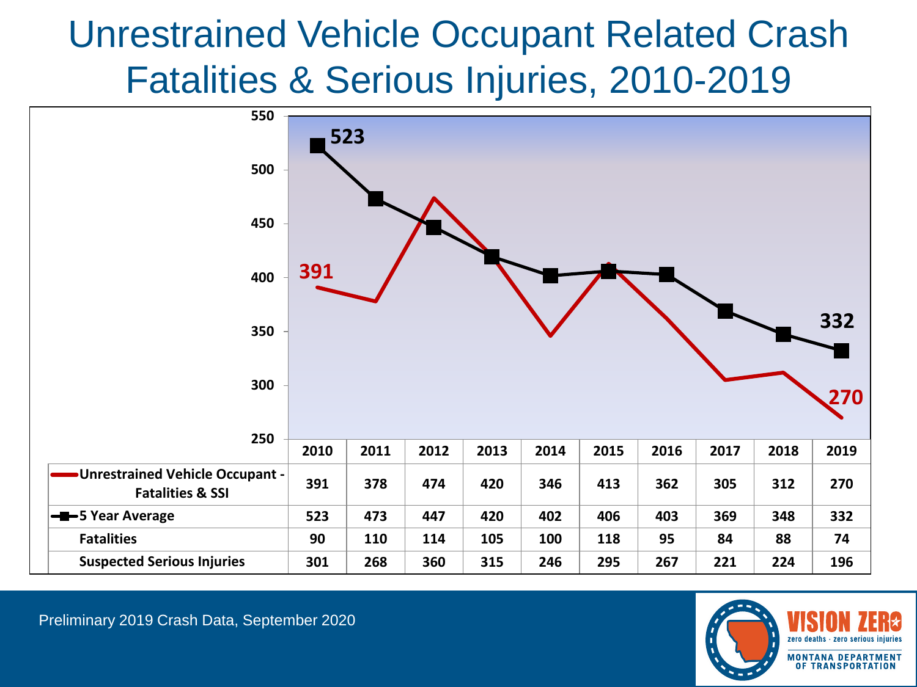# Unrestrained Vehicle Occupant Related Crash Fatalities & Serious Injuries, 2010-2019

| | 2010 | 2011 | 2012 | 2013 | 2014 | 2015 | 2016 | 2017 | 2018 | 2019 |
|---|---|---|---|---|---|---|---|---|---|---|
| **Unrestrained Vehicle Occupant - Fatalities & SSI** | 391 | 378 | 474 | 420 | 346 | 413 | 362 | 305 | 312 | 270 |
| **5 Year Average** | 523 | 473 | 447 | 420 | 402 | 406 | 403 | 369 | 348 | 332 |
| **Fatalities** | 90 | 110 | 114 | 105 | 100 | 118 | 95 | 84 | 88 | 74 |
| **Suspected Serious Injuries** | 301 | 268 | 360 | 315 | 246 | 295 | 267 | 221 | 224 | 196 |

Preliminary 2019 Crash Data, September 2020

VISION ZERO
zero deaths · zero serious injuries
MONTANA DEPARTMENT OF TRANSPORTATION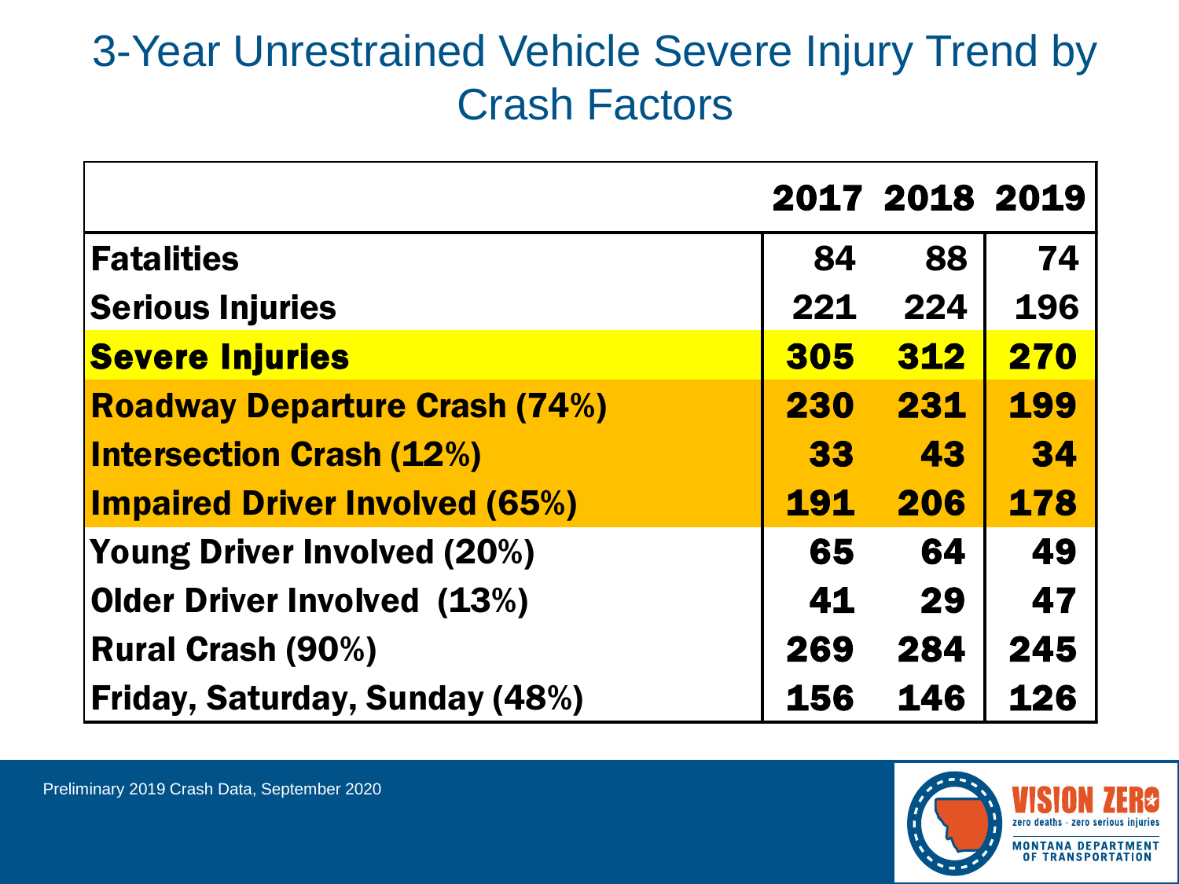# 3-Year Unrestrained Vehicle Severe Injury Trend by Crash Factors

| | 2017 | 2018 | 2019 |
|---|---|---|---|
| **Fatalities** | 84 | 88 | 74 |
| **Serious Injuries** | 221 | 224 | 196 |
| **Severe Injuries** | 305 | 312 | 270 |
| **Roadway Departure Crash (74%)** | 230 | 231 | 199 |
| **Intersection Crash (12%)** | 33 | 43 | 34 |
| **Impaired Driver Involved (65%)** | 191 | 206 | 178 |
| **Young Driver Involved (20%)** | 65 | 64 | 49 |
| **Older Driver Involved (13%)** | 41 | 29 | 47 |
| **Rural Crash (90%)** | 269 | 284 | 245 |
| **Friday, Saturday, Sunday (48%)** | 156 | 146 | 126 |

Preliminary 2019 Crash Data, September 2020

VISION ZERO
zero deaths · zero serious injuries
MONTANA DEPARTMENT OF TRANSPORTATION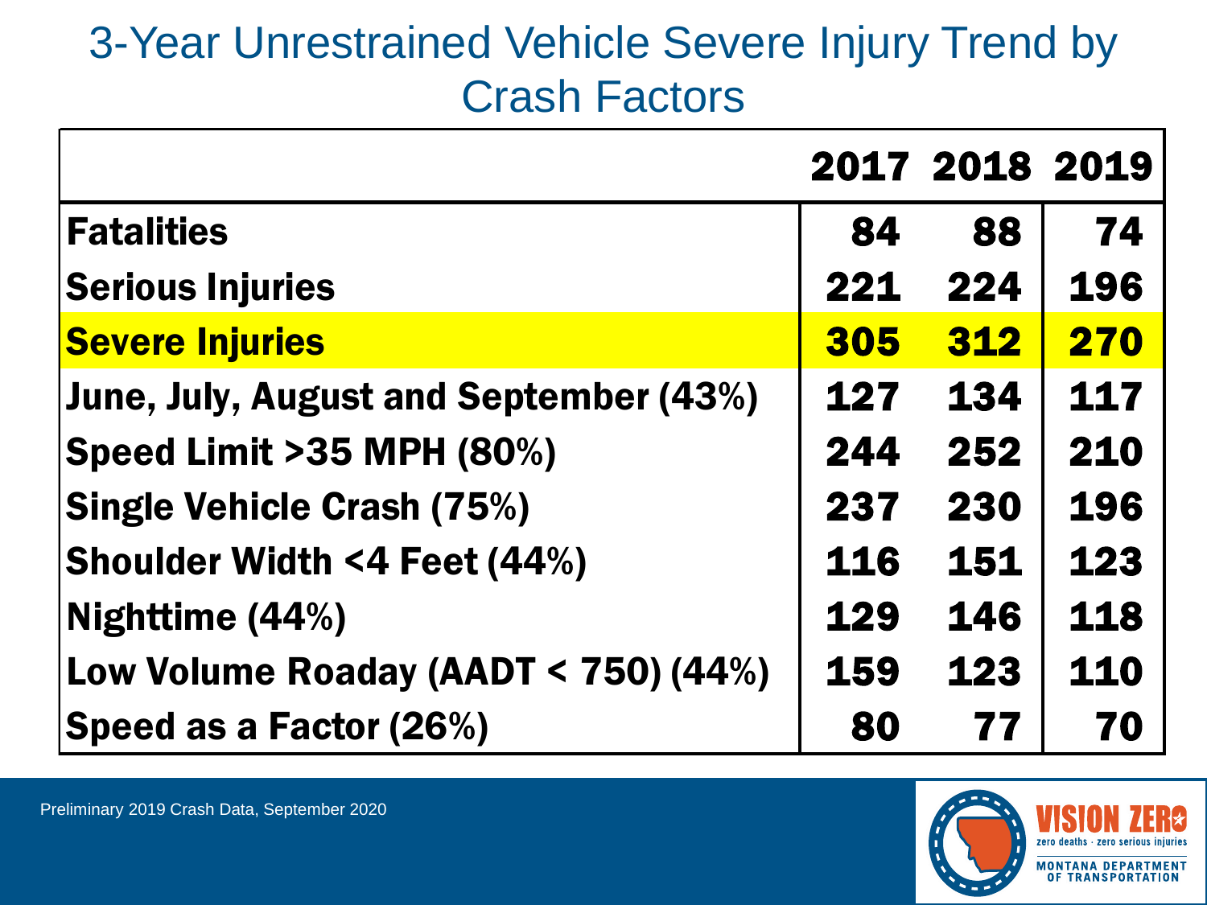# 3-Year Unrestrained Vehicle Severe Injury Trend by Crash Factors

| | 2017 | 2018 | 2019 |
|---|---|---|---|
| **Fatalities** | 84 | 88 | 74 |
| **Serious Injuries** | 221 | 224 | 196 |
| **Severe Injuries** | 305 | 312 | 270 |
| **June, July, August and September (43%)** | 127 | 134 | 117 |
| **Speed Limit >35 MPH (80%)** | 244 | 252 | 210 |
| **Single Vehicle Crash (75%)** | 237 | 230 | 196 |
| **Shoulder Width <4 Feet (44%)** | 116 | 151 | 123 |
| **Nighttime (44%)** | 129 | 146 | 118 |
| **Low Volume Roaday (AADT < 750) (44%)** | 159 | 123 | 110 |
| **Speed as a Factor (26%)** | 80 | 77 | 70 |

Preliminary 2019 Crash Data, September 2020

VISION ZERO
zero deaths · zero serious injuries
MONTANA DEPARTMENT OF TRANSPORTATION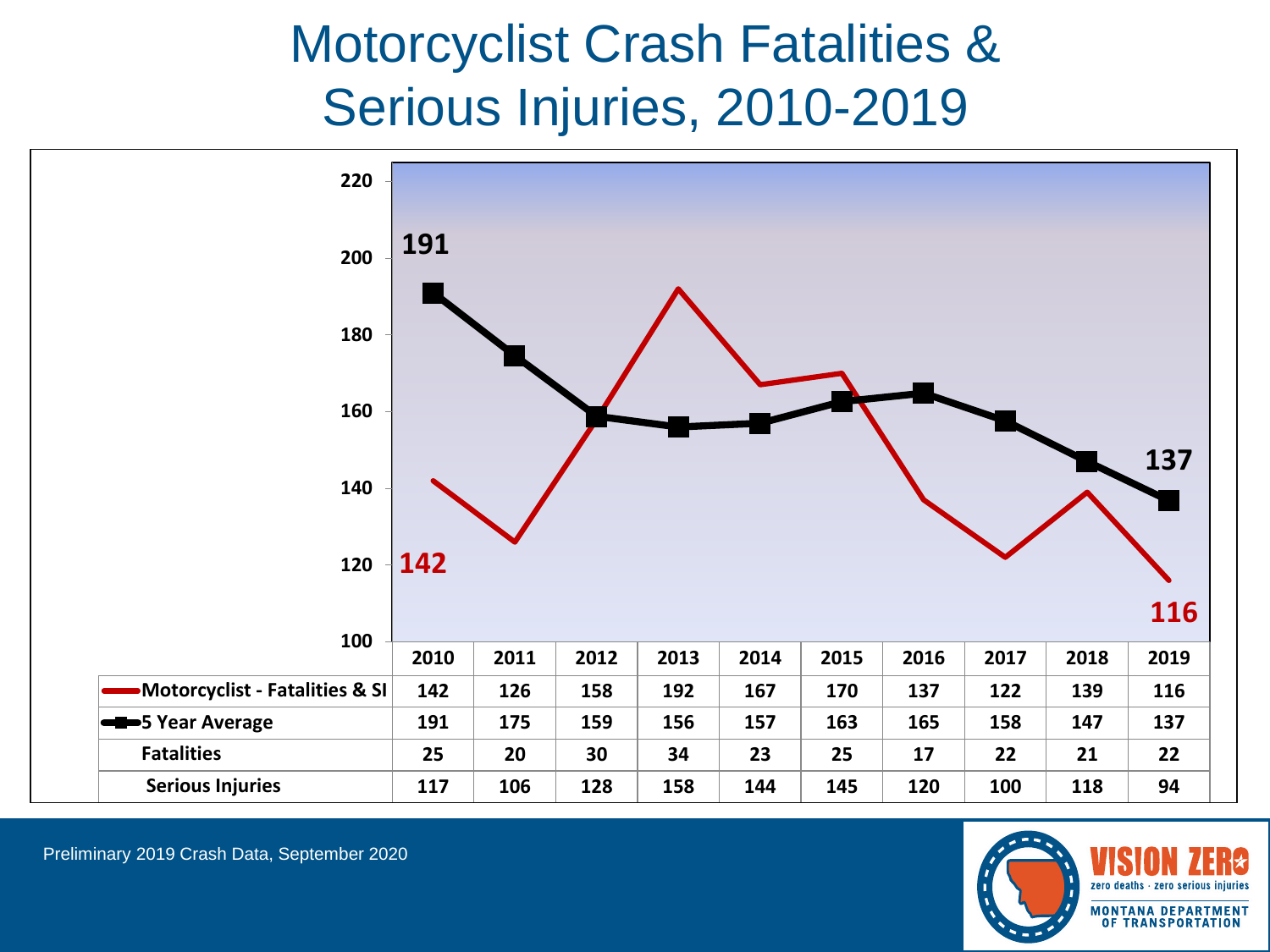# Motorcyclist Crash Fatalities & Serious Injuries, 2010-2019

| | 2010 | 2011 | 2012 | 2013 | 2014 | 2015 | 2016 | 2017 | 2018 | 2019 |
|---|---|---|---|---|---|---|---|---|---|---|
| Motorcyclist - Fatalities & SI | 142 | 126 | 158 | 192 | 167 | 170 | 137 | 122 | 139 | 116 |
| 5 Year Average | 191 | 175 | 159 | 156 | 157 | 163 | 165 | 158 | 147 | 137 |
| Fatalities | 25 | 20 | 30 | 34 | 23 | 25 | 17 | 22 | 21 | 22 |
| Serious Injuries | 117 | 106 | 128 | 158 | 144 | 145 | 120 | 100 | 118 | 94 |

Preliminary 2019 Crash Data, September 2020

VISION ZERO
zero deaths · zero serious injuries
MONTANA DEPARTMENT OF TRANSPORTATION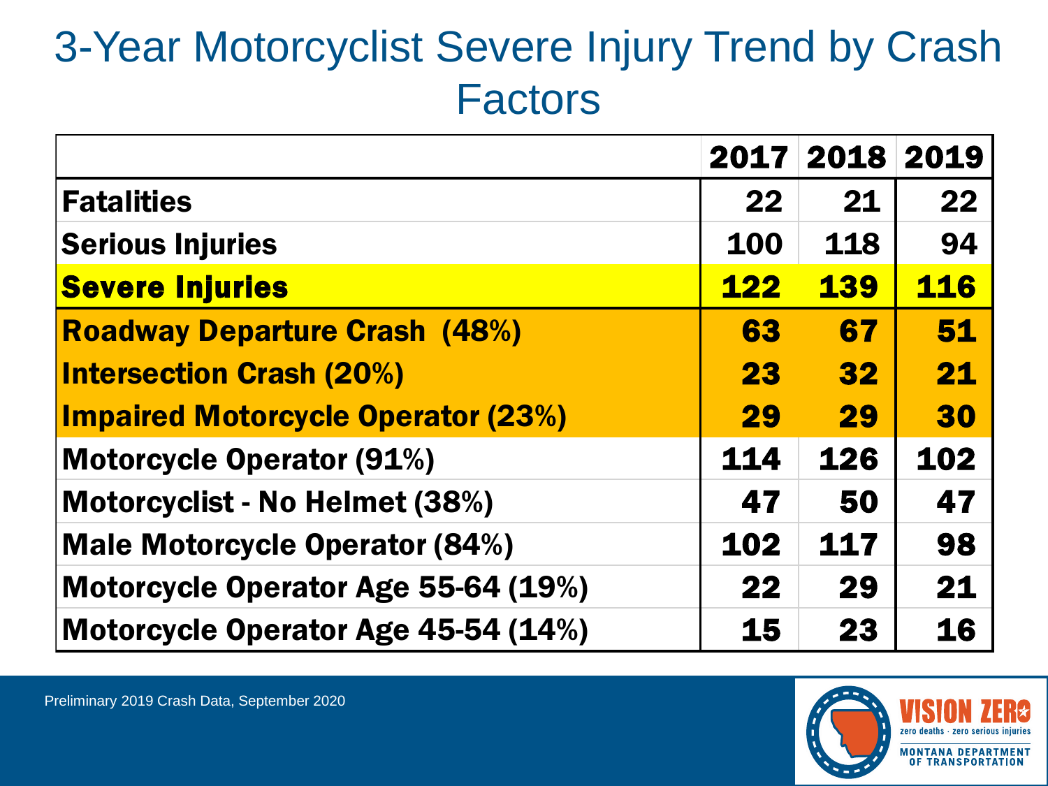# 3-Year Motorcyclist Severe Injury Trend by Crash Factors

| | 2017 | 2018 | 2019 |
|---|---|---|---|
| **Fatalities** | 22 | 21 | 22 |
| **Serious Injuries** | 100 | 118 | 94 |
| **Severe Injuries** | **122** | **139** | **116** |
| **Roadway Departure Crash (48%)** | **63** | **67** | **51** |
| **Intersection Crash (20%)** | **23** | **32** | **21** |
| **Impaired Motorcycle Operator (23%)** | **29** | **29** | **30** |
| **Motorcycle Operator (91%)** | 114 | 126 | 102 |
| **Motorcyclist - No Helmet (38%)** | 47 | 50 | 47 |
| **Male Motorcycle Operator (84%)** | 102 | 117 | 98 |
| **Motorcycle Operator Age 55-64 (19%)** | 22 | 29 | 21 |
| **Motorcycle Operator Age 45-54 (14%)** | 15 | 23 | 16 |

Preliminary 2019 Crash Data, September 2020

VISION ZERO
zero deaths · zero serious injuries
MONTANA DEPARTMENT OF TRANSPORTATION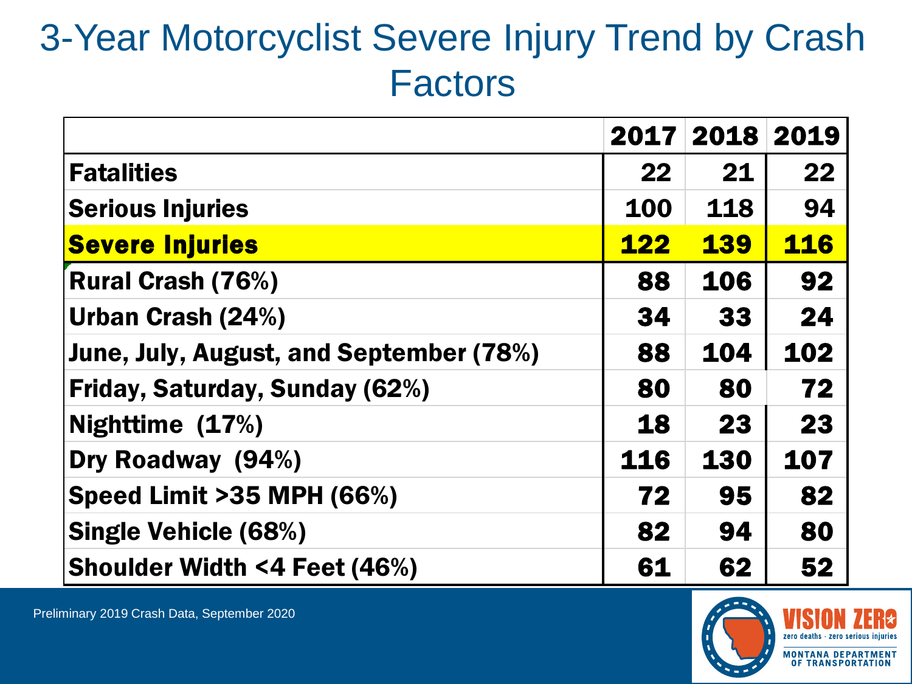# 3-Year Motorcyclist Severe Injury Trend by Crash Factors

| | 2017 | 2018 | 2019 |
|---|---|---|---|
| **Fatalities** | 22 | 21 | 22 |
| **Serious Injuries** | 100 | 118 | 94 |
| **Severe Injuries** | **122** | **139** | **116** |
| **Rural Crash (76%)** | 88 | 106 | 92 |
| **Urban Crash (24%)** | 34 | 33 | 24 |
| **June, July, August, and September (78%)** | 88 | 104 | 102 |
| **Friday, Saturday, Sunday (62%)** | 80 | 80 | 72 |
| **Nighttime (17%)** | 18 | 23 | 23 |
| **Dry Roadway (94%)** | 116 | 130 | 107 |
| **Speed Limit >35 MPH (66%)** | 72 | 95 | 82 |
| **Single Vehicle (68%)** | 82 | 94 | 80 |
| **Shoulder Width <4 Feet (46%)** | 61 | 62 | 52 |

Preliminary 2019 Crash Data, September 2020

VISION ZERO
zero deaths · zero serious injuries
MONTANA DEPARTMENT OF TRANSPORTATION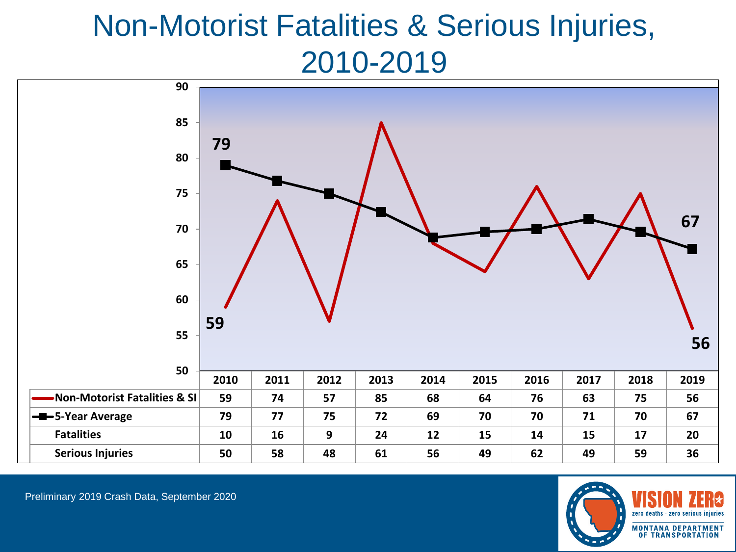# Non-Motorist Fatalities & Serious Injuries, 2010-2019

| | 2010 | 2011 | 2012 | 2013 | 2014 | 2015 | 2016 | 2017 | 2018 | 2019 |
|---|---|---|---|---|---|---|---|---|---|---|
| **Non-Motorist Fatalities & SI** | 59 | 74 | 57 | 85 | 68 | 64 | 76 | 63 | 75 | 56 |
| **5-Year Average** | 79 | 77 | 75 | 72 | 69 | 70 | 70 | 71 | 70 | 67 |
| **Fatalities** | 10 | 16 | 9 | 24 | 12 | 15 | 14 | 15 | 17 | 20 |
| **Serious Injuries** | 50 | 58 | 48 | 61 | 56 | 49 | 62 | 49 | 59 | 36 |

Preliminary 2019 Crash Data, September 2020

VISION ZERO
zero deaths · zero serious injuries
MONTANA DEPARTMENT OF TRANSPORTATION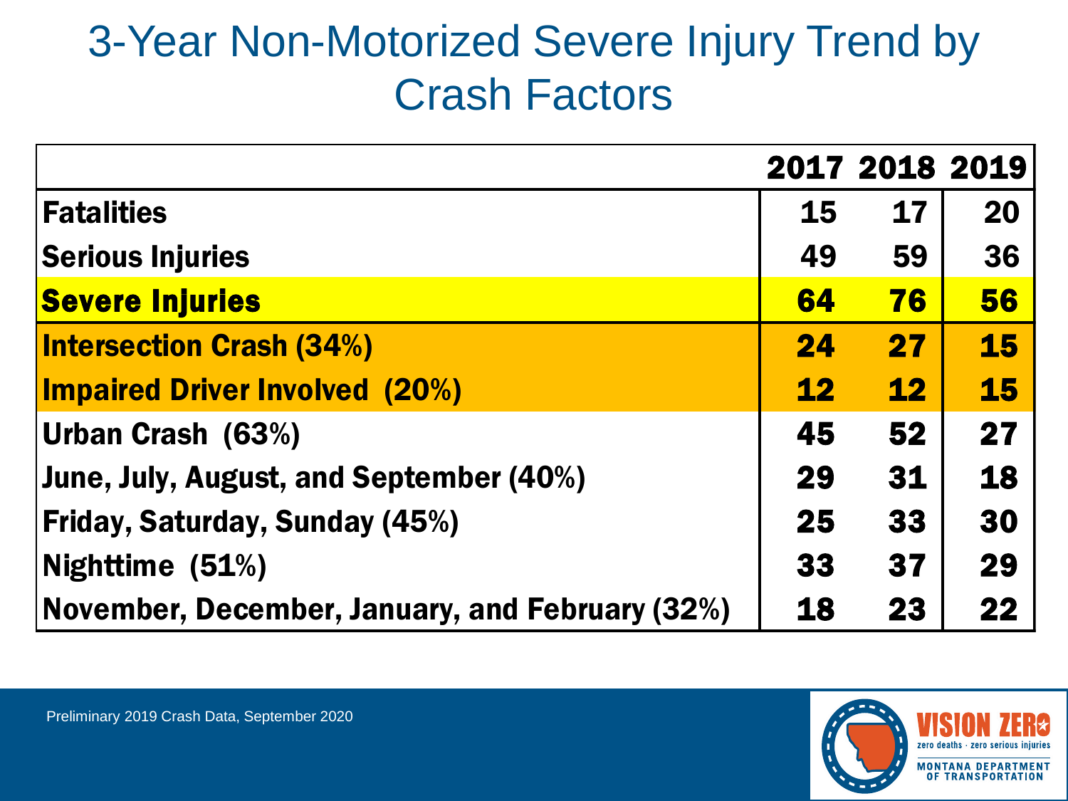# 3-Year Non-Motorized Severe Injury Trend by Crash Factors

| | 2017 | 2018 | 2019 |
|---|---|---|---|
| **Fatalities** | 15 | 17 | 20 |
| **Serious Injuries** | 49 | 59 | 36 |
| **Severe Injuries** | **64** | **76** | **56** |
| **Intersection Crash (34%)** | **24** | **27** | **15** |
| **Impaired Driver Involved (20%)** | **12** | **12** | **15** |
| **Urban Crash (63%)** | 45 | 52 | 27 |
| **June, July, August, and September (40%)** | 29 | 31 | 18 |
| **Friday, Saturday, Sunday (45%)** | 25 | 33 | 30 |
| **Nighttime (51%)** | 33 | 37 | 29 |
| **November, December, January, and February (32%)** | 18 | 23 | 22 |

Preliminary 2019 Crash Data, September 2020

VISION ZERO
zero deaths · zero serious injuries
MONTANA DEPARTMENT OF TRANSPORTATION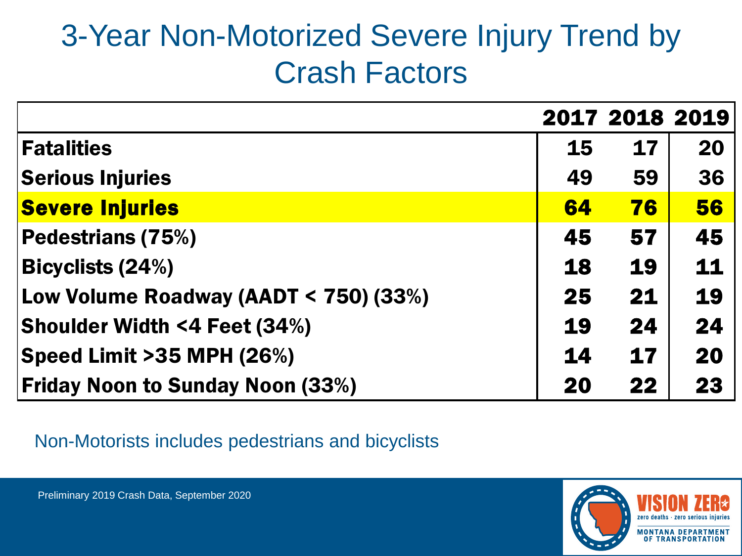# 3-Year Non-Motorized Severe Injury Trend by Crash Factors

| | 2017 | 2018 | 2019 |
|---|---|---|---|
| **Fatalities** | **15** | **17** | **20** |
| **Serious Injuries** | **49** | **59** | **36** |
| **Severe Injuries** | **64** | **76** | **56** |
| **Pedestrians (75%)** | **45** | **57** | **45** |
| **Bicyclists (24%)** | **18** | **19** | **11** |
| **Low Volume Roadway (AADT < 750) (33%)** | **25** | **21** | **19** |
| **Shoulder Width <4 Feet (34%)** | **19** | **24** | **24** |
| **Speed Limit >35 MPH (26%)** | **14** | **17** | **20** |
| **Friday Noon to Sunday Noon (33%)** | **20** | **22** | **23** |

Non-Motorists includes pedestrians and bicyclists

Preliminary 2019 Crash Data, September 2020

VISION ZERO
zero deaths · zero serious injuries
MONTANA DEPARTMENT OF TRANSPORTATION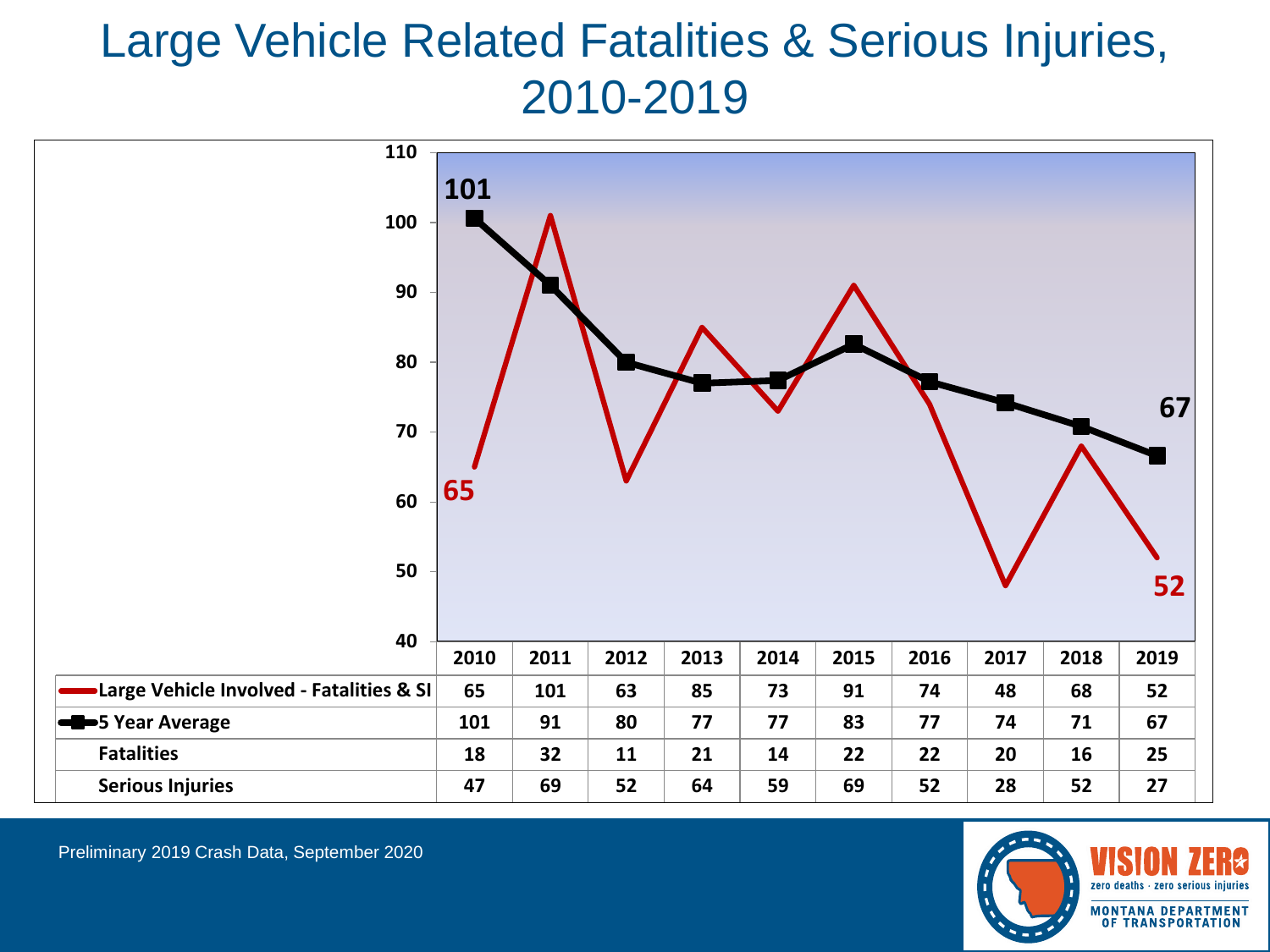# Large Vehicle Related Fatalities & Serious Injuries, 2010-2019

| | 2010 | 2011 | 2012 | 2013 | 2014 | 2015 | 2016 | 2017 | 2018 | 2019 |
|---|---|---|---|---|---|---|---|---|---|---|
| Large Vehicle Involved - Fatalities & SI | 65 | 101 | 63 | 85 | 73 | 91 | 74 | 48 | 68 | 52 |
| 5 Year Average | 101 | 91 | 80 | 77 | 77 | 83 | 77 | 74 | 71 | 67 |
| Fatalities | 18 | 32 | 11 | 21 | 14 | 22 | 22 | 20 | 16 | 25 |
| Serious Injuries | 47 | 69 | 52 | 64 | 59 | 69 | 52 | 28 | 52 | 27 |

Preliminary 2019 Crash Data, September 2020

VISION ZERO
zero deaths · zero serious injuries
MONTANA DEPARTMENT OF TRANSPORTATION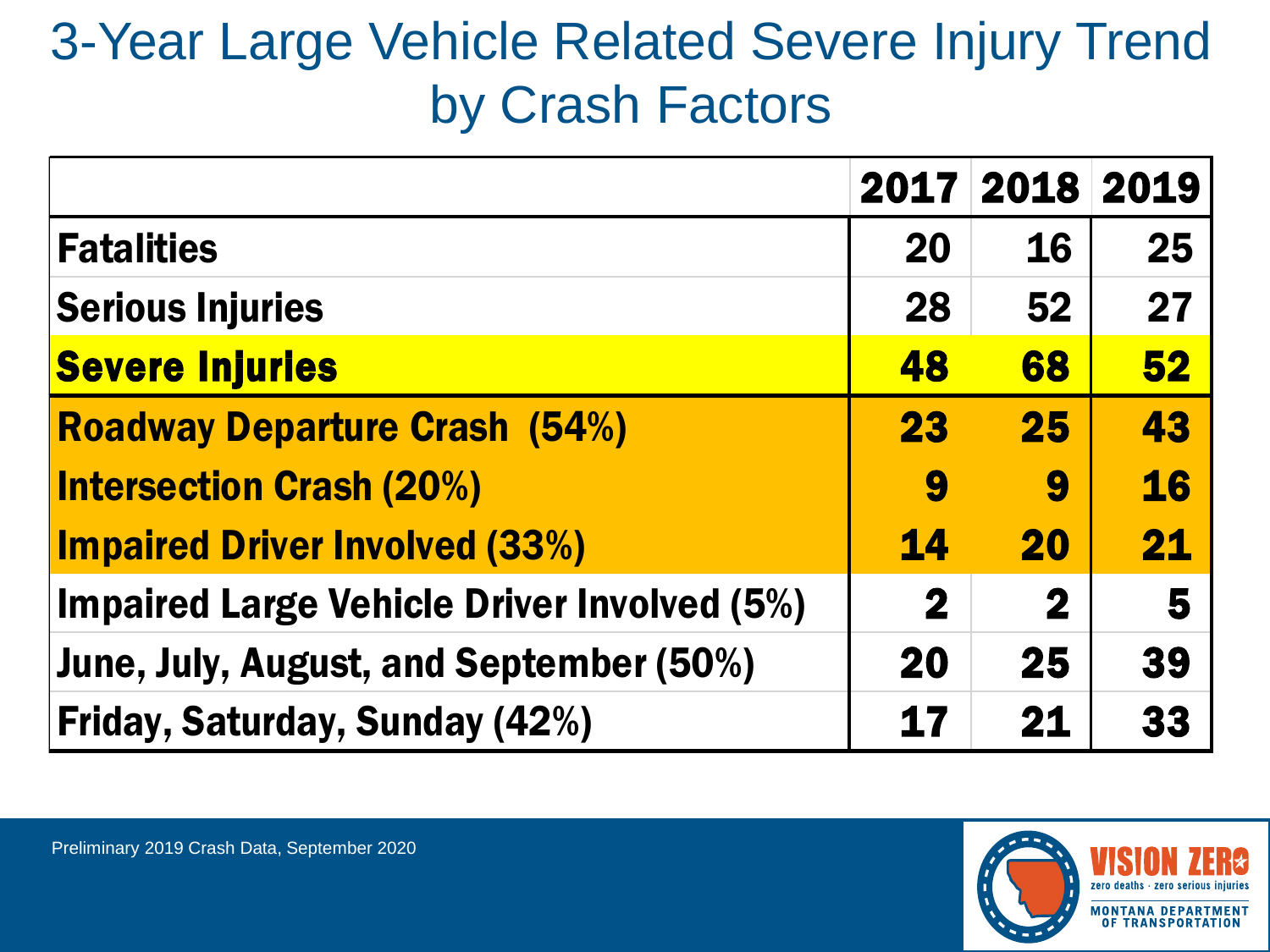# 3-Year Large Vehicle Related Severe Injury Trend by Crash Factors

| | 2017 | 2018 | 2019 |
|---|---|---|---|
| **Fatalities** | 20 | 16 | 25 |
| **Serious Injuries** | 28 | 52 | 27 |
| **Severe Injuries** | 48 | 68 | 52 |
| **Roadway Departure Crash (54%)** | 23 | 25 | 43 |
| **Intersection Crash (20%)** | 9 | 9 | 16 |
| **Impaired Driver Involved (33%)** | 14 | 20 | 21 |
| **Impaired Large Vehicle Driver Involved (5%)** | 2 | 2 | 5 |
| **June, July, August, and September (50%)** | 20 | 25 | 39 |
| **Friday, Saturday, Sunday (42%)** | 17 | 21 | 33 |

Preliminary 2019 Crash Data, September 2020

VISION ZERO
zero deaths · zero serious injuries
MONTANA DEPARTMENT OF TRANSPORTATION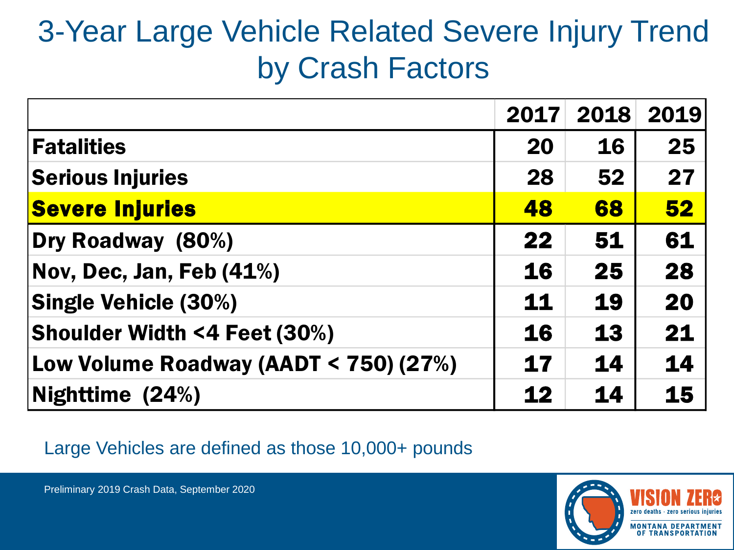# 3-Year Large Vehicle Related Severe Injury Trend by Crash Factors

| | 2017 | 2018 | 2019 |
|---|---|---|---|
| **Fatalities** | 20 | 16 | 25 |
| **Serious Injuries** | 28 | 52 | 27 |
| **Severe Injuries** | **48** | **68** | **52** |
| **Dry Roadway (80%)** | 22 | 51 | 61 |
| **Nov, Dec, Jan, Feb (41%)** | 16 | 25 | 28 |
| **Single Vehicle (30%)** | 11 | 19 | 20 |
| **Shoulder Width <4 Feet (30%)** | 16 | 13 | 21 |
| **Low Volume Roadway (AADT < 750) (27%)** | 17 | 14 | 14 |
| **Nighttime (24%)** | 12 | 14 | 15 |

Large Vehicles are defined as those 10,000+ pounds

Preliminary 2019 Crash Data, September 2020

VISION ZERO
zero deaths · zero serious injuries
MONTANA DEPARTMENT OF TRANSPORTATION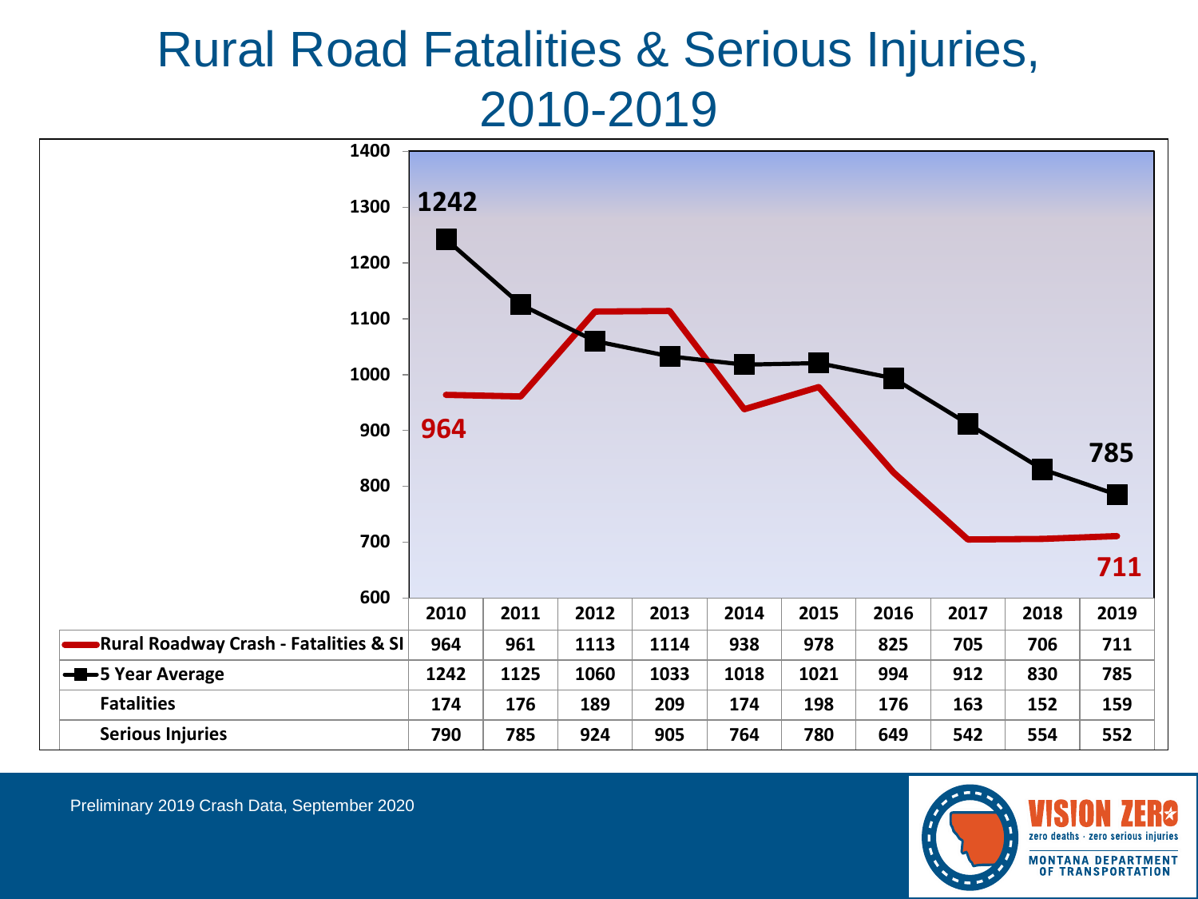# Rural Road Fatalities & Serious Injuries, 2010-2019

| | 2010 | 2011 | 2012 | 2013 | 2014 | 2015 | 2016 | 2017 | 2018 | 2019 |
|---|---|---|---|---|---|---|---|---|---|---|
| Rural Roadway Crash - Fatalities & SI | 964 | 961 | 1113 | 1114 | 938 | 978 | 825 | 705 | 706 | 711 |
| 5 Year Average | 1242 | 1125 | 1060 | 1033 | 1018 | 1021 | 994 | 912 | 830 | 785 |
| Fatalities | 174 | 176 | 189 | 209 | 174 | 198 | 176 | 163 | 152 | 159 |
| Serious Injuries | 790 | 785 | 924 | 905 | 764 | 780 | 649 | 542 | 554 | 552 |

Preliminary 2019 Crash Data, September 2020

VISION ZERO
zero deaths · zero serious injuries
MONTANA DEPARTMENT OF TRANSPORTATION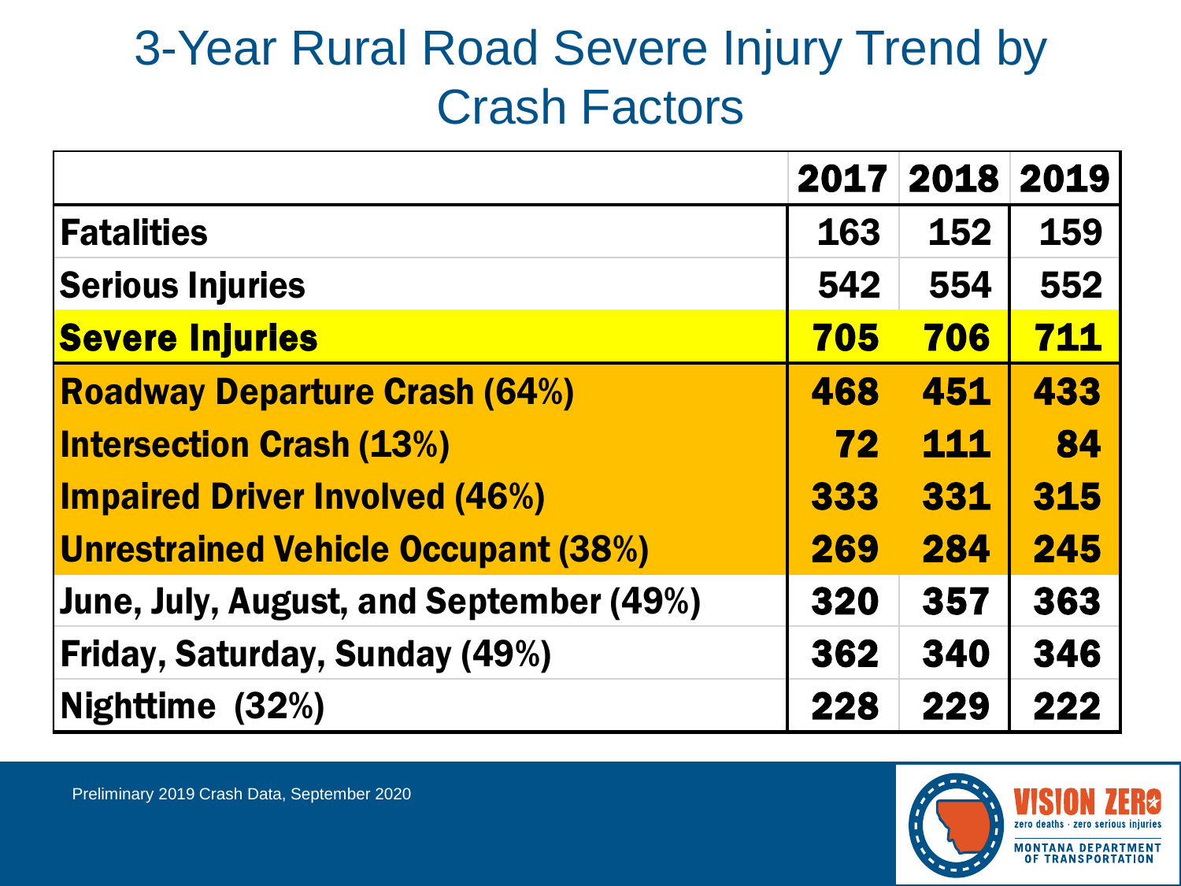# 3-Year Rural Road Severe Injury Trend by Crash Factors

| | 2017 | 2018 | 2019 |
|---|---|---|---|
| Fatalities | 163 | 152 | 159 |
| Serious Injuries | 542 | 554 | 552 |
| **Severe Injuries** | **705** | **706** | **711** |
| **Roadway Departure Crash (64%)** | **468** | **451** | **433** |
| **Intersection Crash (13%)** | **72** | **111** | **84** |
| **Impaired Driver Involved (46%)** | **333** | **331** | **315** |
| **Unrestrained Vehicle Occupant (38%)** | **269** | **284** | **245** |
| June, July, August, and September (49%) | 320 | 357 | 363 |
| Friday, Saturday, Sunday (49%) | 362 | 340 | 346 |
| Nighttime (32%) | 228 | 229 | 222 |

Preliminary 2019 Crash Data, September 2020

VISION ZERO
zero deaths · zero serious injuries
MONTANA DEPARTMENT OF TRANSPORTATION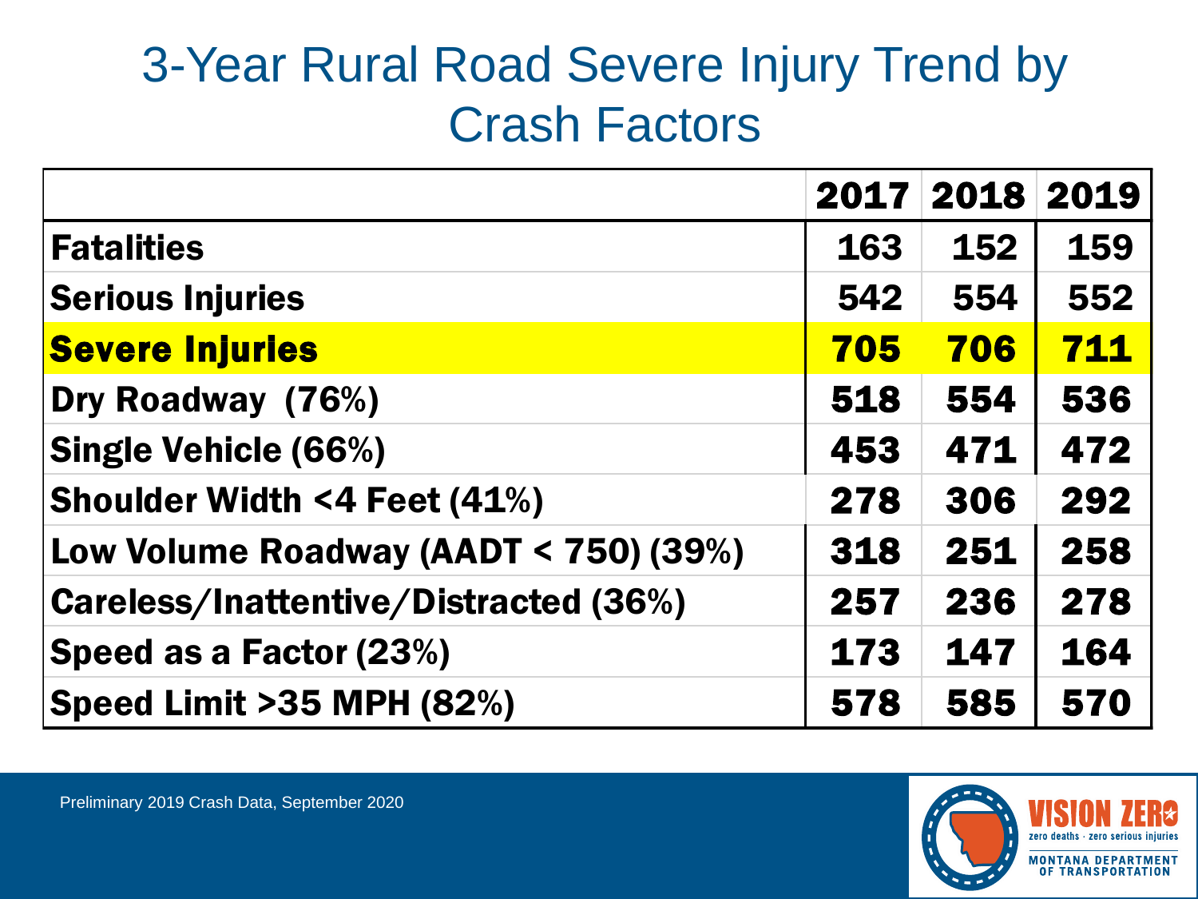# 3-Year Rural Road Severe Injury Trend by Crash Factors

| | 2017 | 2018 | 2019 |
|---|---|---|---|
| **Fatalities** | 163 | 152 | 159 |
| **Serious Injuries** | 542 | 554 | 552 |
| **Severe Injuries** | **705** | **706** | **711** |
| **Dry Roadway (76%)** | 518 | 554 | 536 |
| **Single Vehicle (66%)** | 453 | 471 | 472 |
| **Shoulder Width <4 Feet (41%)** | 278 | 306 | 292 |
| **Low Volume Roadway (AADT < 750) (39%)** | 318 | 251 | 258 |
| **Careless/Inattentive/Distracted (36%)** | 257 | 236 | 278 |
| **Speed as a Factor (23%)** | 173 | 147 | 164 |
| **Speed Limit >35 MPH (82%)** | 578 | 585 | 570 |

Preliminary 2019 Crash Data, September 2020

VISION ZERO
zero deaths · zero serious injuries
MONTANA DEPARTMENT OF TRANSPORTATION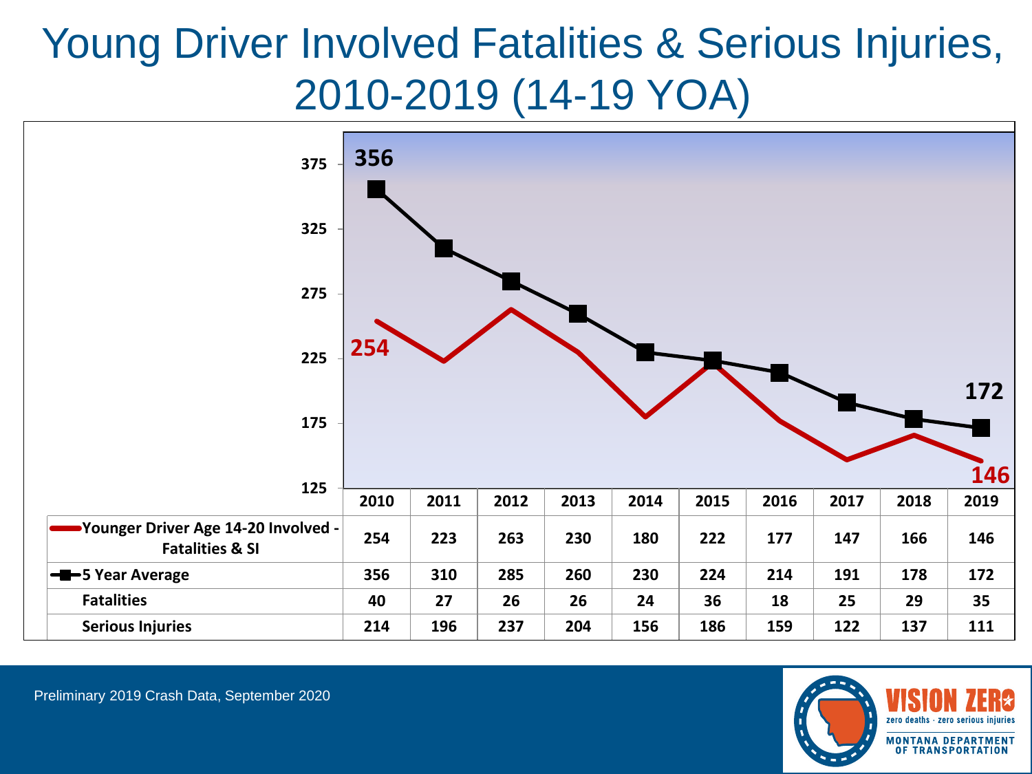# Young Driver Involved Fatalities & Serious Injuries, 2010-2019 (14-19 YOA)

| | 2010 | 2011 | 2012 | 2013 | 2014 | 2015 | 2016 | 2017 | 2018 | 2019 |
|---|---|---|---|---|---|---|---|---|---|---|
| Younger Driver Age 14-20 Involved - Fatalities & SI | 254 | 223 | 263 | 230 | 180 | 222 | 177 | 147 | 166 | 146 |
| 5 Year Average | 356 | 310 | 285 | 260 | 230 | 224 | 214 | 191 | 178 | 172 |
| Fatalities | 40 | 27 | 26 | 26 | 24 | 36 | 18 | 25 | 29 | 35 |
| Serious Injuries | 214 | 196 | 237 | 204 | 156 | 186 | 159 | 122 | 137 | 111 |

Preliminary 2019 Crash Data, September 2020

VISION ZERO
zero deaths · zero serious injuries
MONTANA DEPARTMENT OF TRANSPORTATION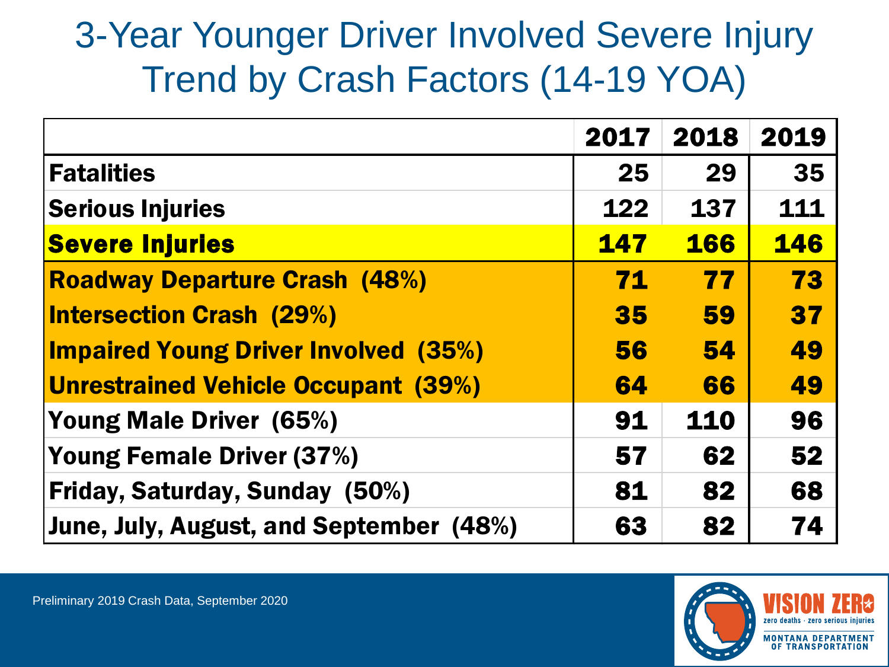# 3-Year Younger Driver Involved Severe Injury Trend by Crash Factors (14-19 YOA)

| | 2017 | 2018 | 2019 |
|---|---|---|---|
| **Fatalities** | 25 | 29 | 35 |
| **Serious Injuries** | 122 | 137 | 111 |
| **Severe Injuries** | **147** | **166** | **146** |
| **Roadway Departure Crash (48%)** | **71** | **77** | **73** |
| **Intersection Crash (29%)** | **35** | **59** | **37** |
| **Impaired Young Driver Involved (35%)** | **56** | **54** | **49** |
| **Unrestrained Vehicle Occupant (39%)** | **64** | **66** | **49** |
| **Young Male Driver (65%)** | 91 | 110 | 96 |
| **Young Female Driver (37%)** | 57 | 62 | 52 |
| **Friday, Saturday, Sunday (50%)** | 81 | 82 | 68 |
| **June, July, August, and September (48%)** | 63 | 82 | 74 |

Preliminary 2019 Crash Data, September 2020

VISION ZERO
zero deaths · zero serious injuries
MONTANA DEPARTMENT OF TRANSPORTATION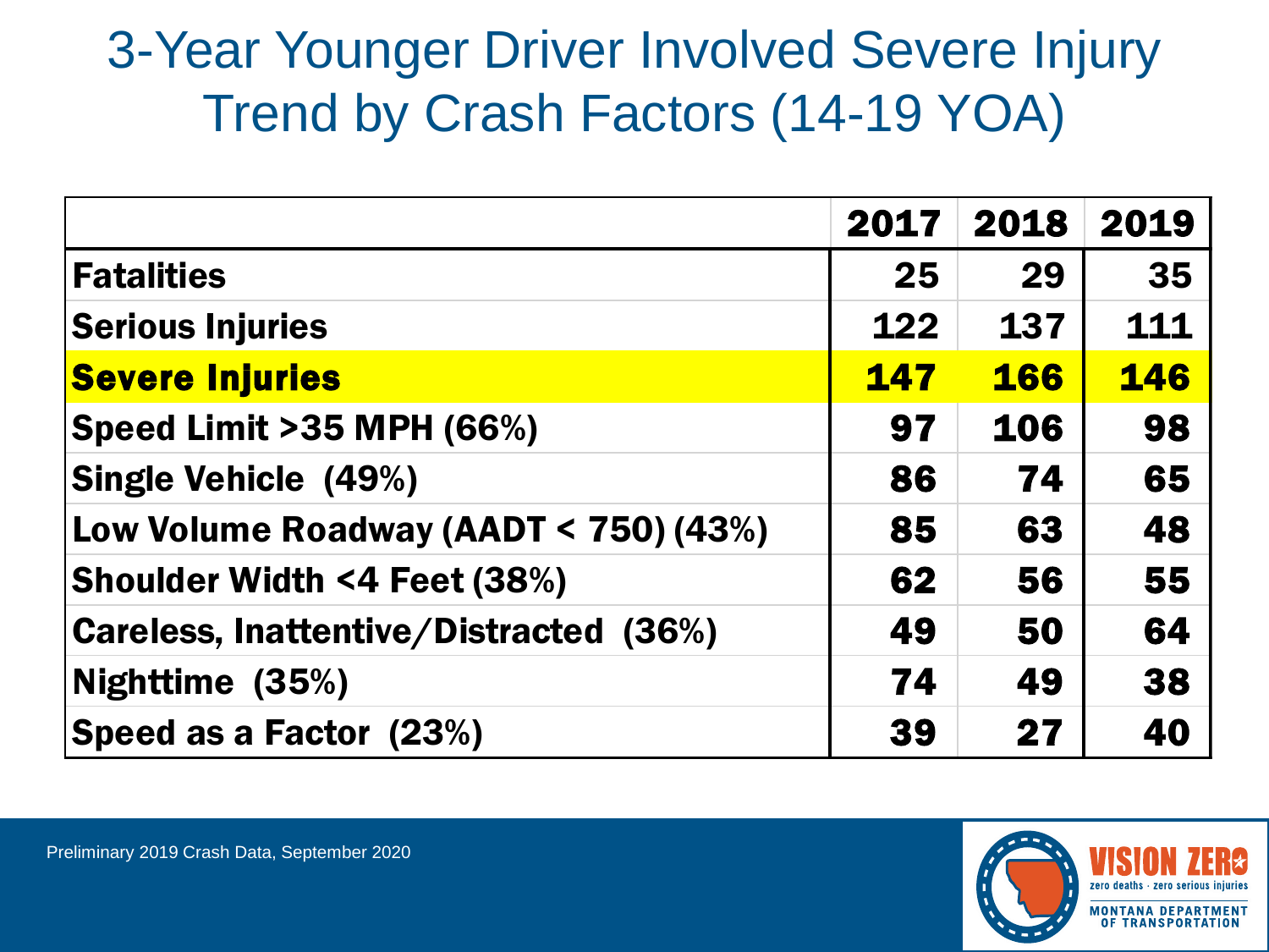# 3-Year Younger Driver Involved Severe Injury Trend by Crash Factors (14-19 YOA)

| | 2017 | 2018 | 2019 |
|---|---|---|---|
| **Fatalities** | 25 | 29 | 35 |
| **Serious Injuries** | 122 | 137 | 111 |
| **Severe Injuries** | **147** | **166** | **146** |
| **Speed Limit >35 MPH (66%)** | 97 | 106 | 98 |
| **Single Vehicle (49%)** | 86 | 74 | 65 |
| **Low Volume Roadway (AADT < 750) (43%)** | 85 | 63 | 48 |
| **Shoulder Width <4 Feet (38%)** | 62 | 56 | 55 |
| **Careless, Inattentive/Distracted (36%)** | 49 | 50 | 64 |
| **Nighttime (35%)** | 74 | 49 | 38 |
| **Speed as a Factor (23%)** | 39 | 27 | 40 |

Preliminary 2019 Crash Data, September 2020

VISION ZERO
zero deaths · zero serious injuries
MONTANA DEPARTMENT OF TRANSPORTATION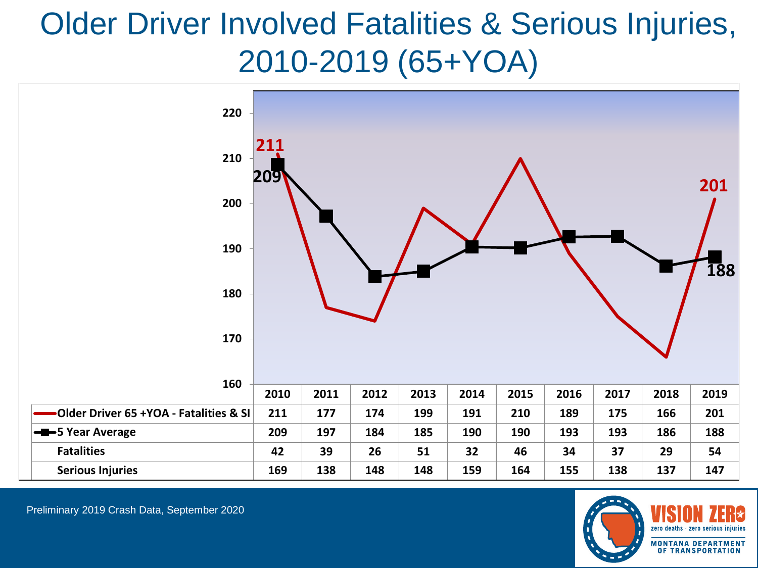# Older Driver Involved Fatalities & Serious Injuries, 2010-2019 (65+YOA)

| | 2010 | 2011 | 2012 | 2013 | 2014 | 2015 | 2016 | 2017 | 2018 | 2019 |
|---|---|---|---|---|---|---|---|---|---|---|
| Older Driver 65 +YOA - Fatalities & SI | 211 | 177 | 174 | 199 | 191 | 210 | 189 | 175 | 166 | 201 |
| 5 Year Average | 209 | 197 | 184 | 185 | 190 | 190 | 193 | 193 | 186 | 188 |
| Fatalities | 42 | 39 | 26 | 51 | 32 | 46 | 34 | 37 | 29 | 54 |
| Serious Injuries | 169 | 138 | 148 | 148 | 159 | 164 | 155 | 138 | 137 | 147 |

Preliminary 2019 Crash Data, September 2020

VISION ZERO
zero deaths · zero serious injuries
MONTANA DEPARTMENT OF TRANSPORTATION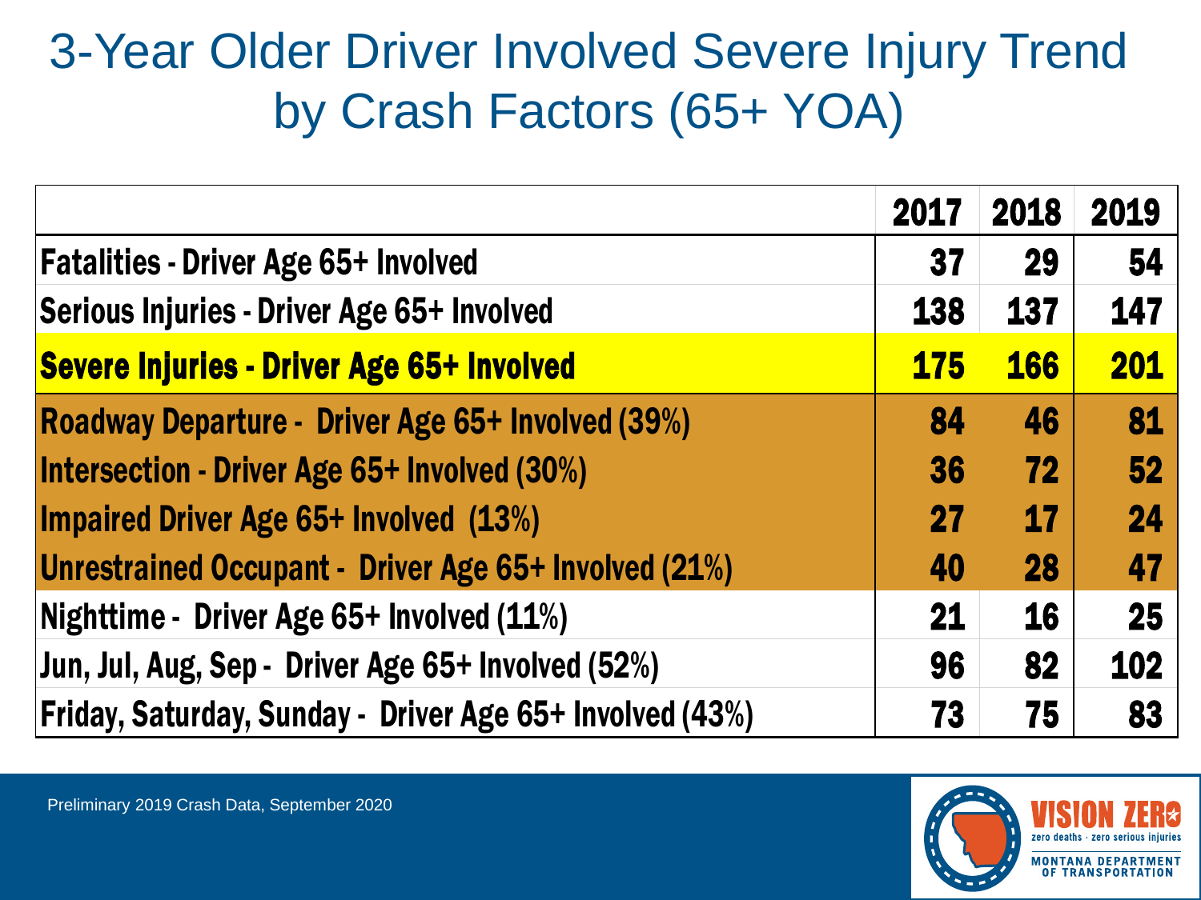# 3-Year Older Driver Involved Severe Injury Trend by Crash Factors (65+ YOA)

| | 2017 | 2018 | 2019 |
|---|---|---|---|
| **Fatalities - Driver Age 65+ Involved** | **37** | **29** | **54** |
| **Serious Injuries - Driver Age 65+ Involved** | **138** | **137** | **147** |
| **Severe Injuries - Driver Age 65+ Involved** | **175** | **166** | **201** |
| **Roadway Departure - Driver Age 65+ Involved (39%)** | **84** | **46** | **81** |
| **Intersection - Driver Age 65+ Involved (30%)** | **36** | **72** | **52** |
| **Impaired Driver Age 65+ Involved (13%)** | **27** | **17** | **24** |
| **Unrestrained Occupant - Driver Age 65+ Involved (21%)** | **40** | **28** | **47** |
| **Nighttime - Driver Age 65+ Involved (11%)** | **21** | **16** | **25** |
| **Jun, Jul, Aug, Sep - Driver Age 65+ Involved (52%)** | **96** | **82** | **102** |
| **Friday, Saturday, Sunday - Driver Age 65+ Involved (43%)** | **73** | **75** | **83** |

Preliminary 2019 Crash Data, September 2020

VISION ZERO
zero deaths · zero serious injuries
MONTANA DEPARTMENT OF TRANSPORTATION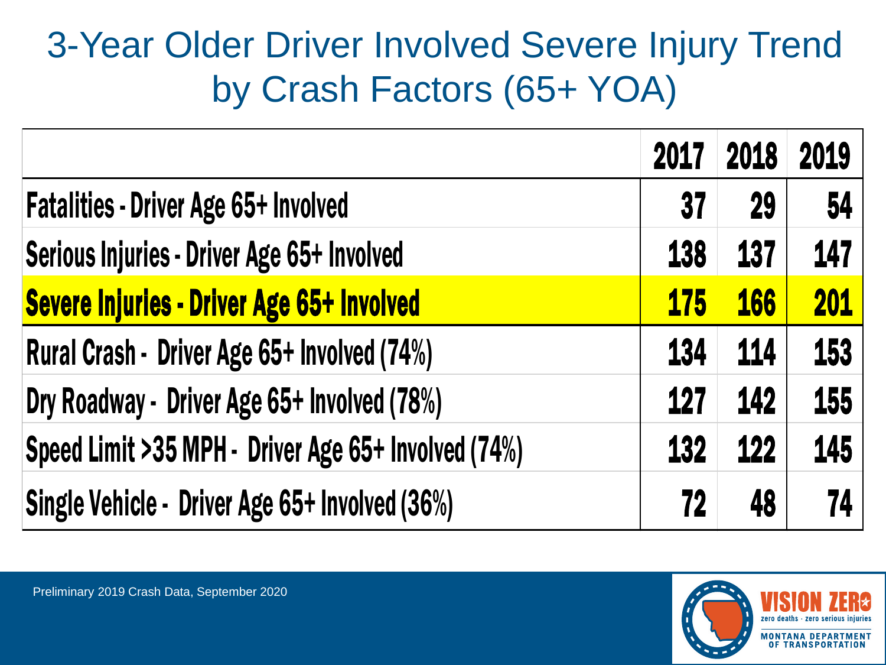# 3-Year Older Driver Involved Severe Injury Trend by Crash Factors (65+ YOA)

| | 2017 | 2018 | 2019 |
|---|---|---|---|
| Fatalities - Driver Age 65+ Involved | 37 | 29 | 54 |
| Serious Injuries - Driver Age 65+ Involved | 138 | 137 | 147 |
| **Severe Injuries - Driver Age 65+ Involved** | **175** | **166** | **201** |
| Rural Crash - Driver Age 65+ Involved (74%) | 134 | 114 | 153 |
| Dry Roadway - Driver Age 65+ Involved (78%) | 127 | 142 | 155 |
| Speed Limit >35 MPH - Driver Age 65+ Involved (74%) | 132 | 122 | 145 |
| Single Vehicle - Driver Age 65+ Involved (36%) | 72 | 48 | 74 |

Preliminary 2019 Crash Data, September 2020

VISION ZERO
zero deaths · zero serious injuries
MONTANA DEPARTMENT OF TRANSPORTATION